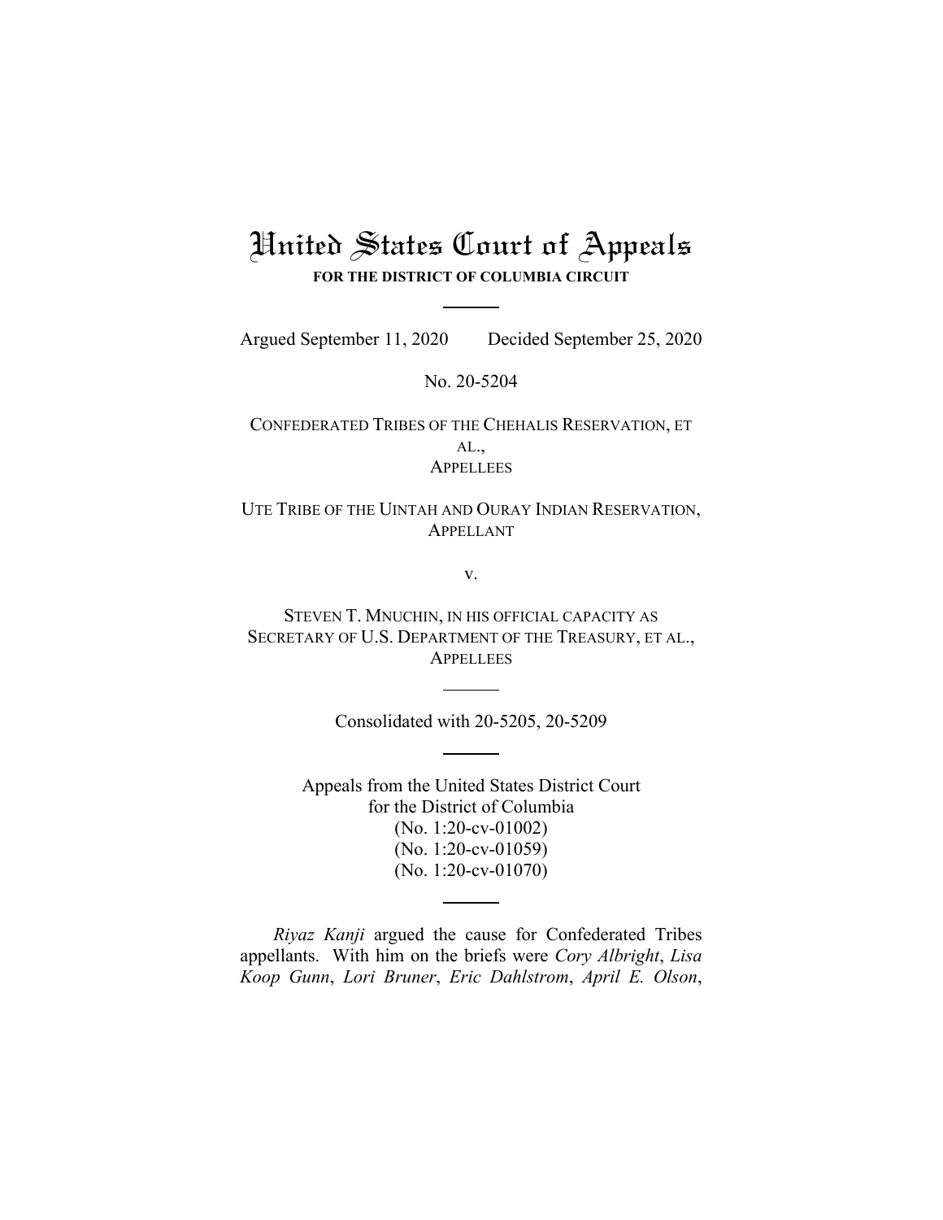# United States Court of Appeals

**FOR THE DISTRICT OF COLUMBIA CIRCUIT**

---

Argued September 11, 2020 Decided September 25, 2020

No. 20-5204

CONFEDERATED TRIBES OF THE CHEHALIS RESERVATION, ET AL.,
APPELLEES

UTE TRIBE OF THE UINTAH AND OURAY INDIAN RESERVATION,
APPELLANT

v.

STEVEN T. MNUCHIN, IN HIS OFFICIAL CAPACITY AS SECRETARY OF U.S. DEPARTMENT OF THE TREASURY, ET AL.,
APPELLEES

---

Consolidated with 20-5205, 20-5209

---

Appeals from the United States District Court
for the District of Columbia
(No. 1:20-cv-01002)
(No. 1:20-cv-01059)
(No. 1:20-cv-01070)

---

*Riyaz Kanji* argued the cause for Confederated Tribes appellants. With him on the briefs were *Cory Albright*, *Lisa Koop Gunn*, *Lori Bruner*, *Eric Dahlstrom*, *April E. Olson*,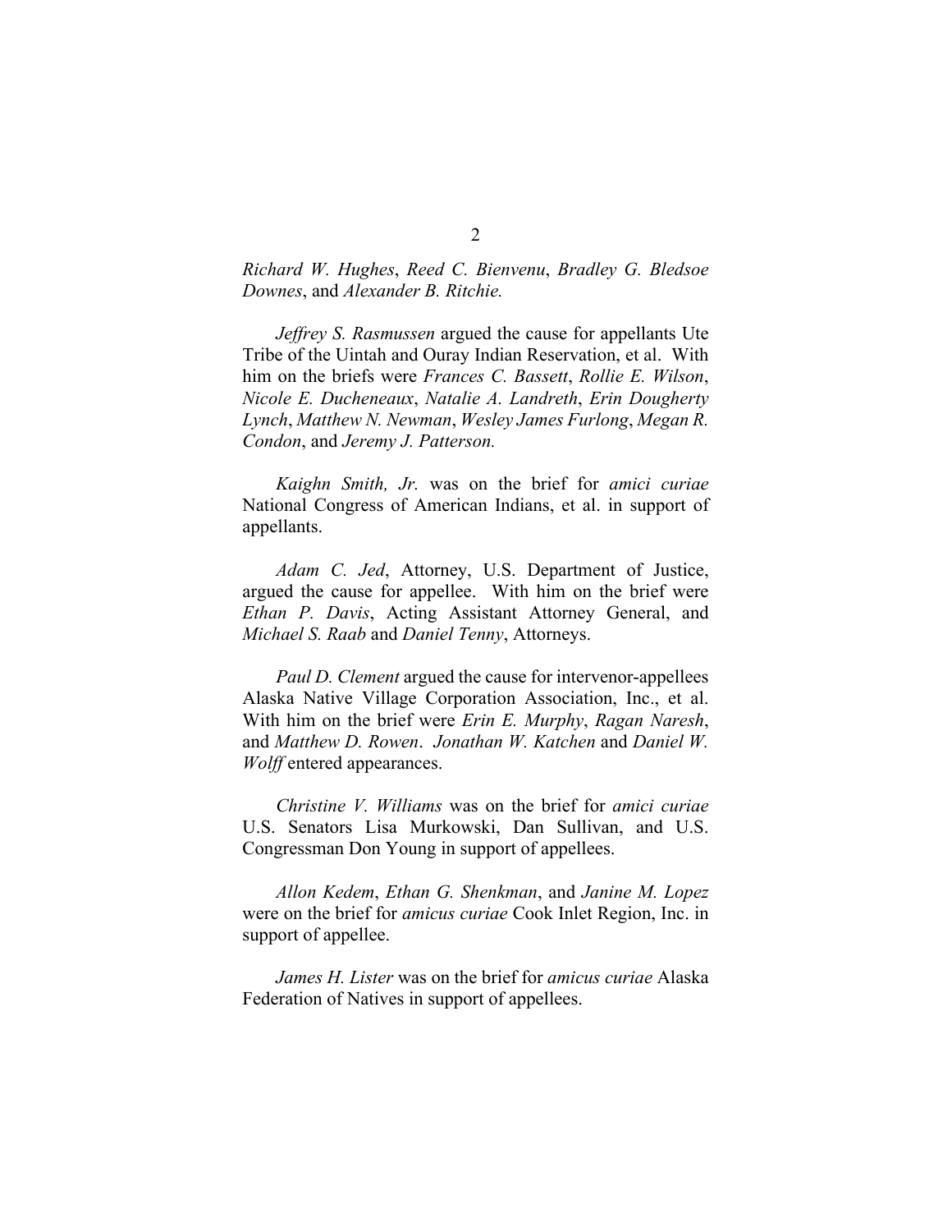*Richard W. Hughes*, *Reed C. Bienvenu*, *Bradley G. Bledsoe Downes*, and *Alexander B. Ritchie.*

*Jeffrey S. Rasmussen* argued the cause for appellants Ute Tribe of the Uintah and Ouray Indian Reservation, et al. With him on the briefs were *Frances C. Bassett*, *Rollie E. Wilson*, *Nicole E. Ducheneaux*, *Natalie A. Landreth*, *Erin Dougherty Lynch*, *Matthew N. Newman*, *Wesley James Furlong*, *Megan R. Condon*, and *Jeremy J. Patterson.*

*Kaighn Smith, Jr.* was on the brief for *amici curiae* National Congress of American Indians, et al. in support of appellants.

*Adam C. Jed*, Attorney, U.S. Department of Justice, argued the cause for appellee. With him on the brief were *Ethan P. Davis*, Acting Assistant Attorney General, and *Michael S. Raab* and *Daniel Tenny*, Attorneys.

*Paul D. Clement* argued the cause for intervenor-appellees Alaska Native Village Corporation Association, Inc., et al. With him on the brief were *Erin E. Murphy*, *Ragan Naresh*, and *Matthew D. Rowen*. *Jonathan W. Katchen* and *Daniel W. Wolff* entered appearances.

*Christine V. Williams* was on the brief for *amici curiae* U.S. Senators Lisa Murkowski, Dan Sullivan, and U.S. Congressman Don Young in support of appellees.

*Allon Kedem*, *Ethan G. Shenkman*, and *Janine M. Lopez* were on the brief for *amicus curiae* Cook Inlet Region, Inc. in support of appellee.

*James H. Lister* was on the brief for *amicus curiae* Alaska Federation of Natives in support of appellees.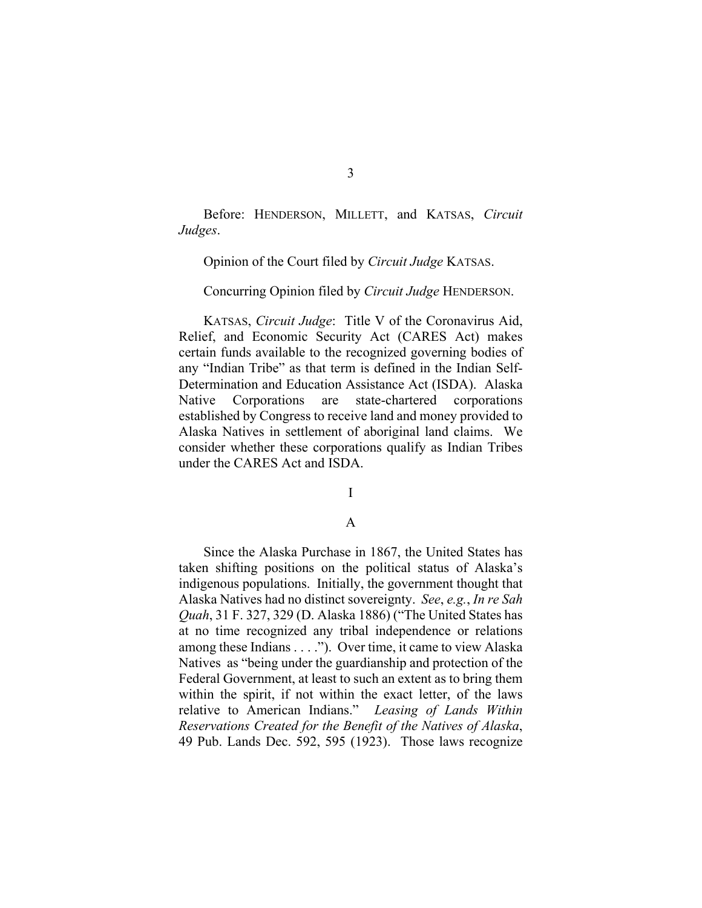Before: HENDERSON, MILLETT, and KATSAS, *Circuit Judges*.

Opinion of the Court filed by *Circuit Judge* KATSAS.

Concurring Opinion filed by *Circuit Judge* HENDERSON.

KATSAS, *Circuit Judge*: Title V of the Coronavirus Aid, Relief, and Economic Security Act (CARES Act) makes certain funds available to the recognized governing bodies of any "Indian Tribe" as that term is defined in the Indian Self-Determination and Education Assistance Act (ISDA). Alaska Native Corporations are state-chartered corporations established by Congress to receive land and money provided to Alaska Natives in settlement of aboriginal land claims. We consider whether these corporations qualify as Indian Tribes under the CARES Act and ISDA.

# I

## A

Since the Alaska Purchase in 1867, the United States has taken shifting positions on the political status of Alaska's indigenous populations. Initially, the government thought that Alaska Natives had no distinct sovereignty. *See*, *e.g.*, *In re Sah Quah*, 31 F. 327, 329 (D. Alaska 1886) ("The United States has at no time recognized any tribal independence or relations among these Indians . . . ."). Over time, it came to view Alaska Natives as "being under the guardianship and protection of the Federal Government, at least to such an extent as to bring them within the spirit, if not within the exact letter, of the laws relative to American Indians." *Leasing of Lands Within Reservations Created for the Benefit of the Natives of Alaska*, 49 Pub. Lands Dec. 592, 595 (1923). Those laws recognize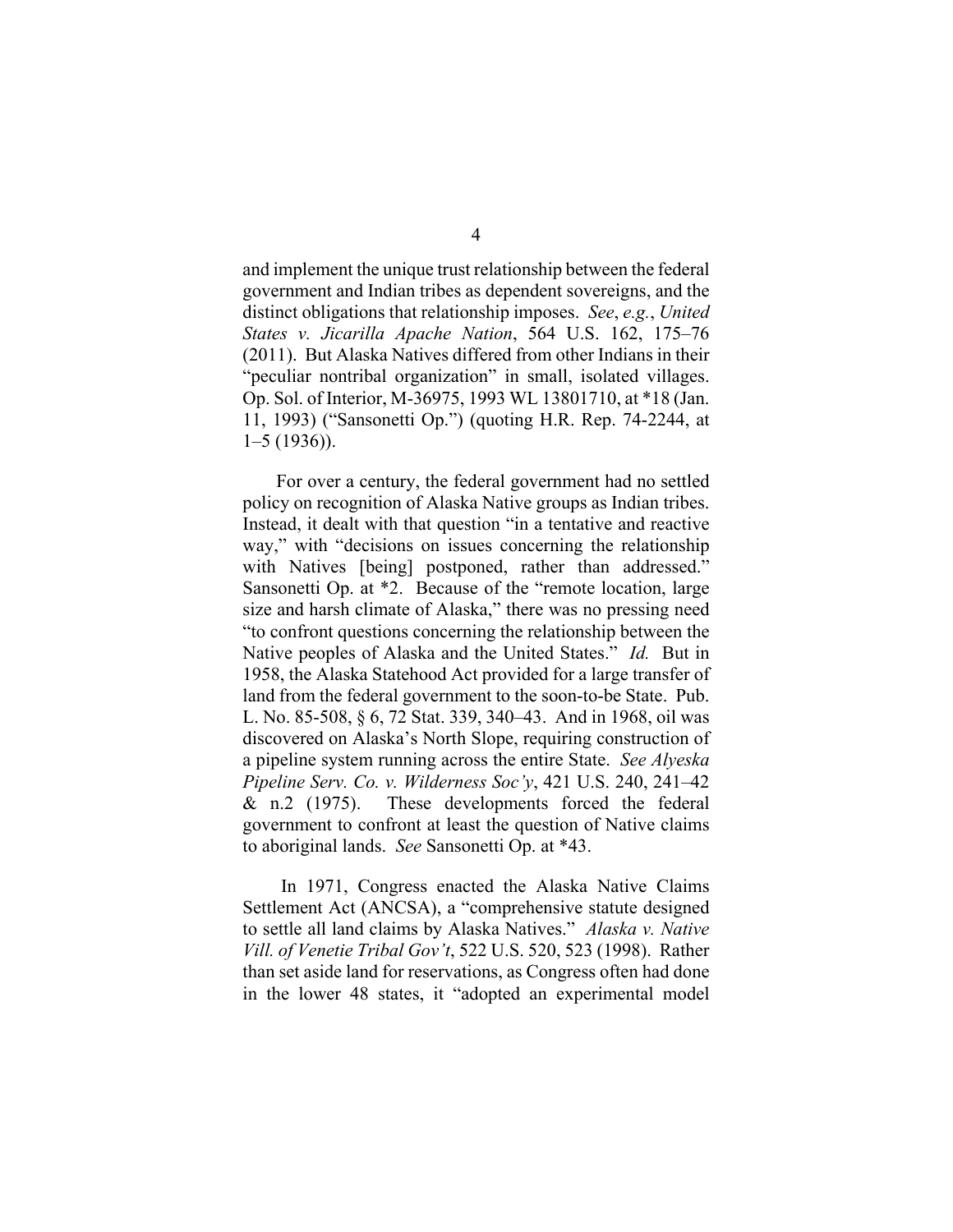and implement the unique trust relationship between the federal government and Indian tribes as dependent sovereigns, and the distinct obligations that relationship imposes. *See*, *e.g.*, *United States v. Jicarilla Apache Nation*, 564 U.S. 162, 175–76 (2011). But Alaska Natives differed from other Indians in their "peculiar nontribal organization" in small, isolated villages. Op. Sol. of Interior, M-36975, 1993 WL 13801710, at *18 (Jan. 11, 1993) ("Sansonetti Op.") (quoting H.R. Rep. 74-2244, at 1–5 (1936)).

For over a century, the federal government had no settled policy on recognition of Alaska Native groups as Indian tribes. Instead, it dealt with that question "in a tentative and reactive way," with "decisions on issues concerning the relationship with Natives [being] postponed, rather than addressed." Sansonetti Op. at *2. Because of the "remote location, large size and harsh climate of Alaska," there was no pressing need "to confront questions concerning the relationship between the Native peoples of Alaska and the United States." *Id.* But in 1958, the Alaska Statehood Act provided for a large transfer of land from the federal government to the soon-to-be State. Pub. L. No. 85-508, § 6, 72 Stat. 339, 340–43. And in 1968, oil was discovered on Alaska's North Slope, requiring construction of a pipeline system running across the entire State. *See Alyeska Pipeline Serv. Co. v. Wilderness Soc'y*, 421 U.S. 240, 241–42 & n.2 (1975). These developments forced the federal government to confront at least the question of Native claims to aboriginal lands. *See* Sansonetti Op. at *43.

In 1971, Congress enacted the Alaska Native Claims Settlement Act (ANCSA), a "comprehensive statute designed to settle all land claims by Alaska Natives." *Alaska v. Native Vill. of Venetie Tribal Gov't*, 522 U.S. 520, 523 (1998). Rather than set aside land for reservations, as Congress often had done in the lower 48 states, it "adopted an experimental model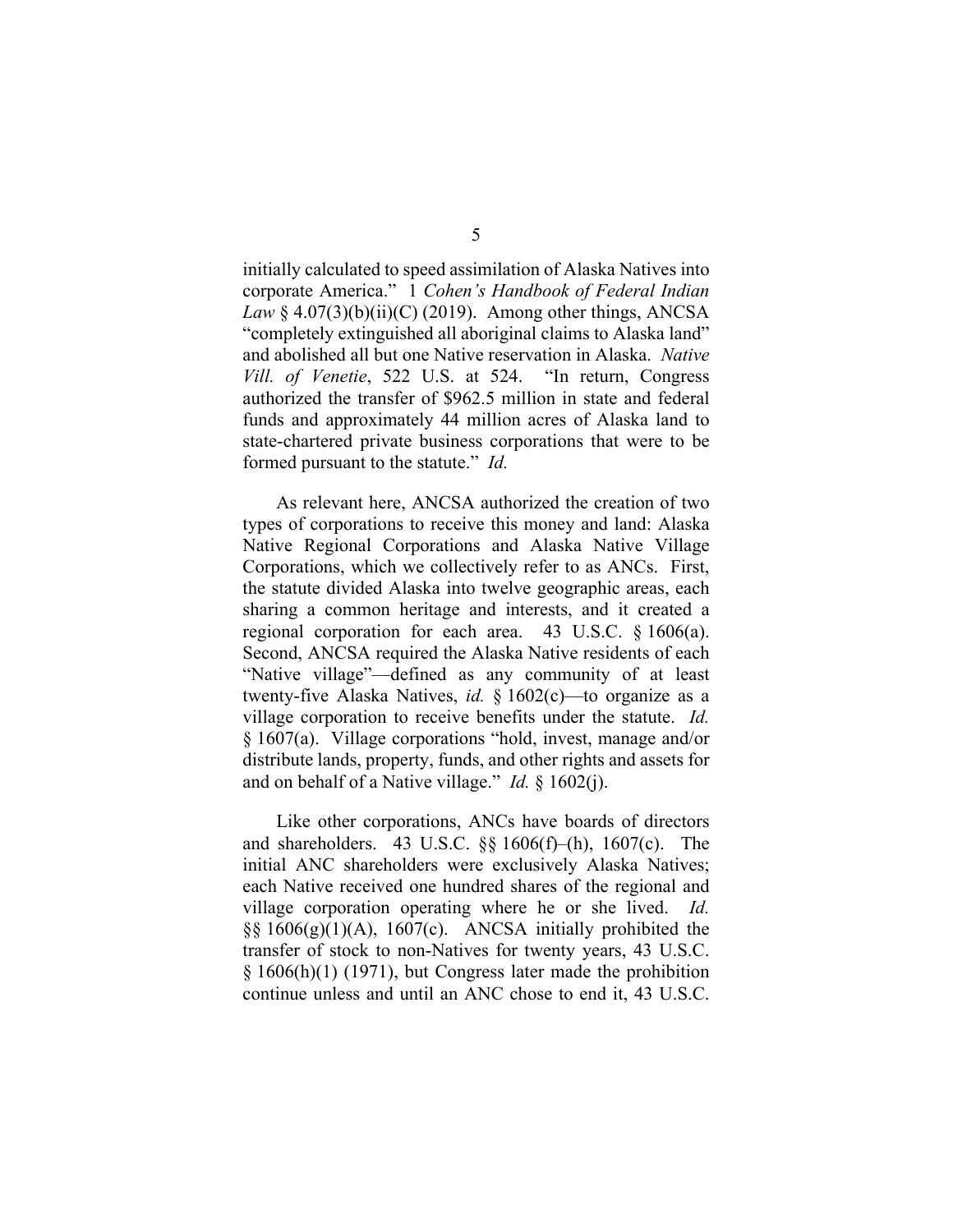initially calculated to speed assimilation of Alaska Natives into corporate America." 1 *Cohen's Handbook of Federal Indian Law* § 4.07(3)(b)(ii)(C) (2019). Among other things, ANCSA "completely extinguished all aboriginal claims to Alaska land" and abolished all but one Native reservation in Alaska. *Native Vill. of Venetie*, 522 U.S. at 524. "In return, Congress authorized the transfer of $962.5 million in state and federal funds and approximately 44 million acres of Alaska land to state-chartered private business corporations that were to be formed pursuant to the statute." *Id.*

As relevant here, ANCSA authorized the creation of two types of corporations to receive this money and land: Alaska Native Regional Corporations and Alaska Native Village Corporations, which we collectively refer to as ANCs. First, the statute divided Alaska into twelve geographic areas, each sharing a common heritage and interests, and it created a regional corporation for each area. 43 U.S.C. § 1606(a). Second, ANCSA required the Alaska Native residents of each "Native village"—defined as any community of at least twenty-five Alaska Natives, *id.* § 1602(c)—to organize as a village corporation to receive benefits under the statute. *Id.* § 1607(a). Village corporations "hold, invest, manage and/or distribute lands, property, funds, and other rights and assets for and on behalf of a Native village." *Id.* § 1602(j).

Like other corporations, ANCs have boards of directors and shareholders. 43 U.S.C. §§ 1606(f)–(h), 1607(c). The initial ANC shareholders were exclusively Alaska Natives; each Native received one hundred shares of the regional and village corporation operating where he or she lived. *Id.* §§ 1606(g)(1)(A), 1607(c). ANCSA initially prohibited the transfer of stock to non-Natives for twenty years, 43 U.S.C. § 1606(h)(1) (1971), but Congress later made the prohibition continue unless and until an ANC chose to end it, 43 U.S.C.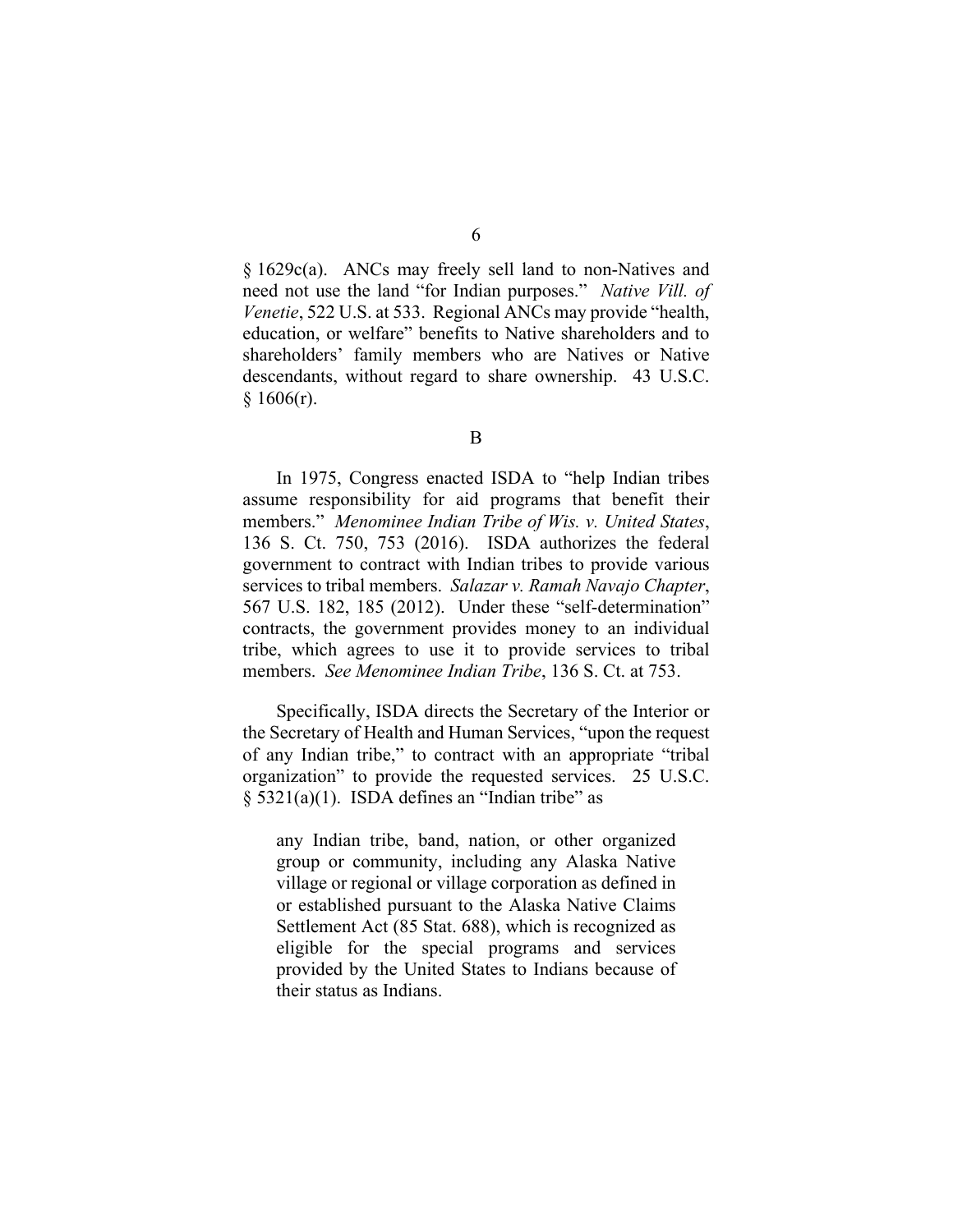§ 1629c(a). ANCs may freely sell land to non-Natives and need not use the land "for Indian purposes." *Native Vill. of Venetie*, 522 U.S. at 533. Regional ANCs may provide "health, education, or welfare" benefits to Native shareholders and to shareholders' family members who are Natives or Native descendants, without regard to share ownership. 43 U.S.C. § 1606(r).

### B

In 1975, Congress enacted ISDA to "help Indian tribes assume responsibility for aid programs that benefit their members." *Menominee Indian Tribe of Wis. v. United States*, 136 S. Ct. 750, 753 (2016). ISDA authorizes the federal government to contract with Indian tribes to provide various services to tribal members. *Salazar v. Ramah Navajo Chapter*, 567 U.S. 182, 185 (2012). Under these "self-determination" contracts, the government provides money to an individual tribe, which agrees to use it to provide services to tribal members. *See Menominee Indian Tribe*, 136 S. Ct. at 753.

Specifically, ISDA directs the Secretary of the Interior or the Secretary of Health and Human Services, "upon the request of any Indian tribe," to contract with an appropriate "tribal organization" to provide the requested services. 25 U.S.C. § 5321(a)(1). ISDA defines an "Indian tribe" as

> any Indian tribe, band, nation, or other organized group or community, including any Alaska Native village or regional or village corporation as defined in or established pursuant to the Alaska Native Claims Settlement Act (85 Stat. 688), which is recognized as eligible for the special programs and services provided by the United States to Indians because of their status as Indians.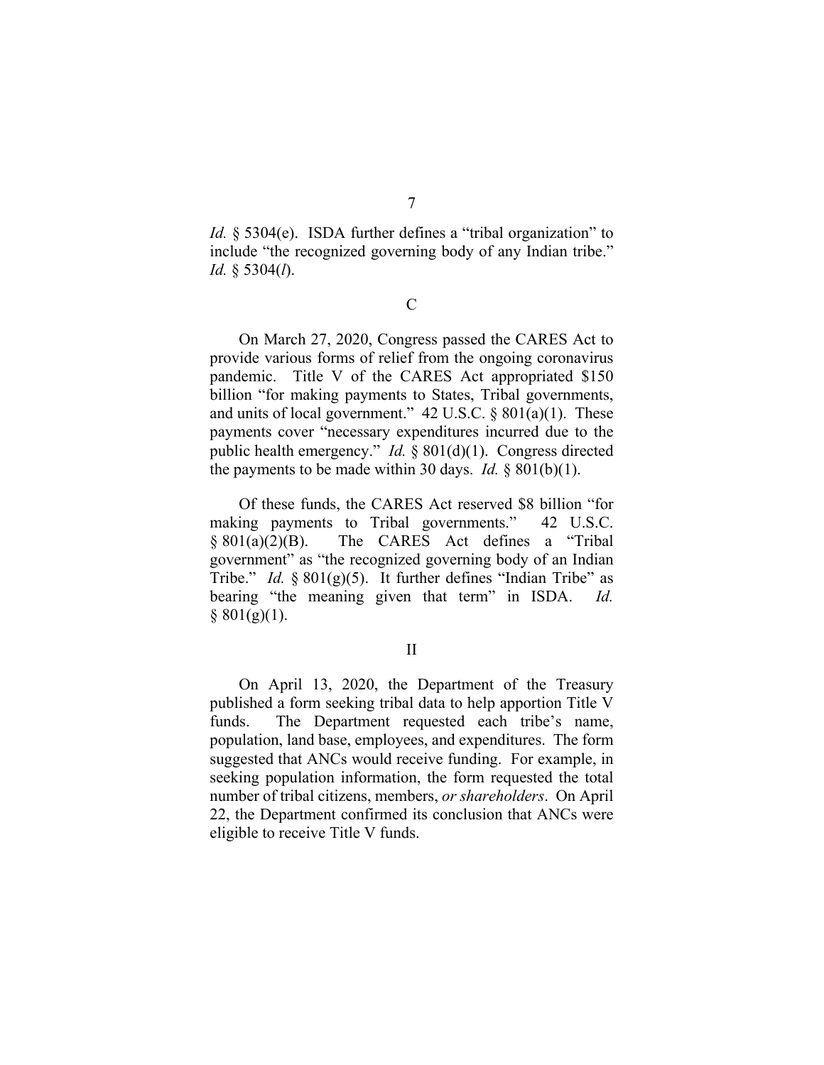*Id.* § 5304(e). ISDA further defines a "tribal organization" to include "the recognized governing body of any Indian tribe." *Id.* § 5304(*l*).

C

On March 27, 2020, Congress passed the CARES Act to provide various forms of relief from the ongoing coronavirus pandemic. Title V of the CARES Act appropriated $150 billion "for making payments to States, Tribal governments, and units of local government." 42 U.S.C. § 801(a)(1). These payments cover "necessary expenditures incurred due to the public health emergency." *Id.* § 801(d)(1). Congress directed the payments to be made within 30 days. *Id.* § 801(b)(1).

Of these funds, the CARES Act reserved $8 billion "for making payments to Tribal governments." 42 U.S.C. § 801(a)(2)(B). The CARES Act defines a "Tribal government" as "the recognized governing body of an Indian Tribe." *Id.* § 801(g)(5). It further defines "Indian Tribe" as bearing "the meaning given that term" in ISDA. *Id.* § 801(g)(1).

II

On April 13, 2020, the Department of the Treasury published a form seeking tribal data to help apportion Title V funds. The Department requested each tribe's name, population, land base, employees, and expenditures. The form suggested that ANCs would receive funding. For example, in seeking population information, the form requested the total number of tribal citizens, members, *or shareholders*. On April 22, the Department confirmed its conclusion that ANCs were eligible to receive Title V funds.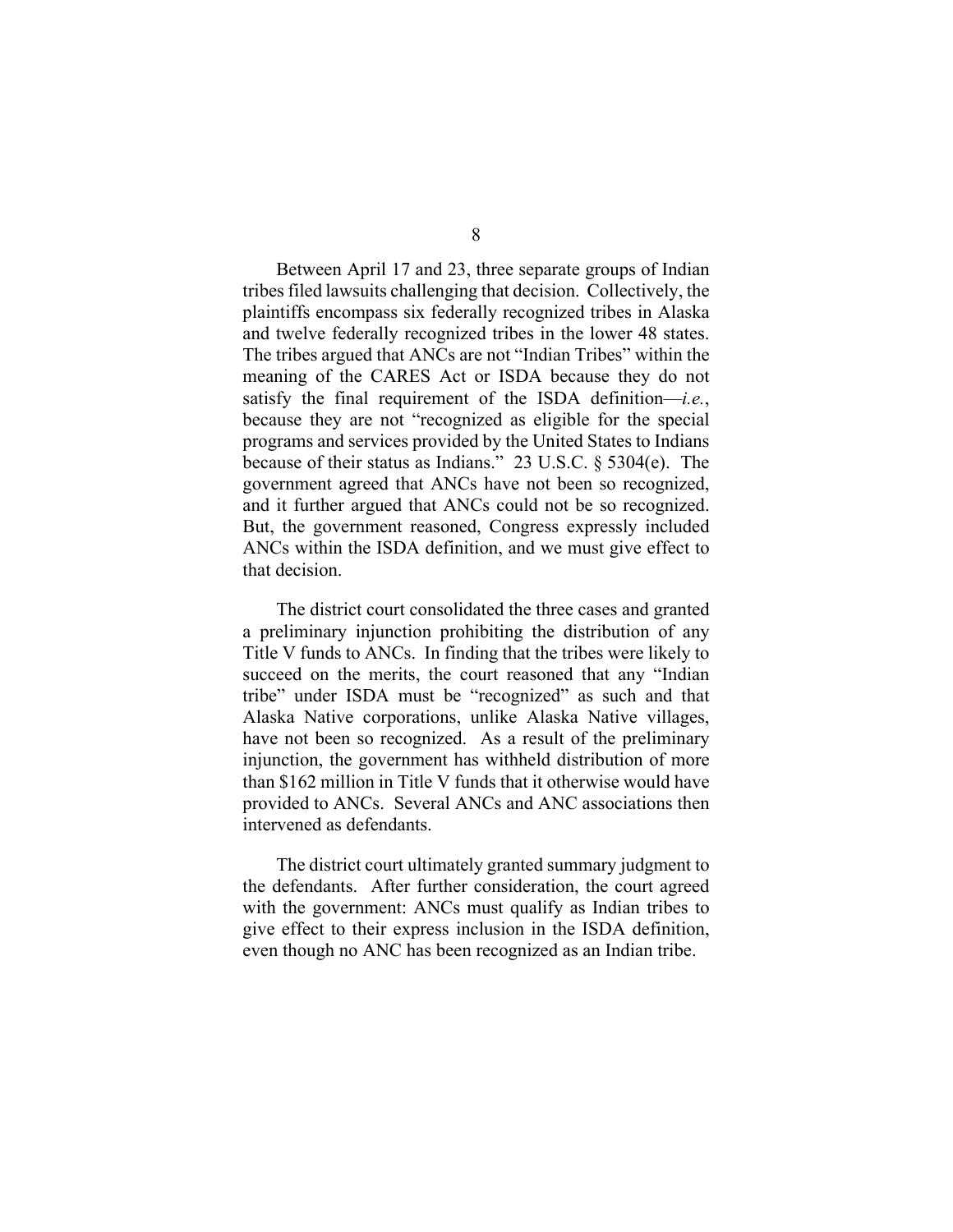Between April 17 and 23, three separate groups of Indian tribes filed lawsuits challenging that decision. Collectively, the plaintiffs encompass six federally recognized tribes in Alaska and twelve federally recognized tribes in the lower 48 states. The tribes argued that ANCs are not "Indian Tribes" within the meaning of the CARES Act or ISDA because they do not satisfy the final requirement of the ISDA definition—*i.e.*, because they are not "recognized as eligible for the special programs and services provided by the United States to Indians because of their status as Indians." 23 U.S.C. § 5304(e). The government agreed that ANCs have not been so recognized, and it further argued that ANCs could not be so recognized. But, the government reasoned, Congress expressly included ANCs within the ISDA definition, and we must give effect to that decision.

The district court consolidated the three cases and granted a preliminary injunction prohibiting the distribution of any Title V funds to ANCs. In finding that the tribes were likely to succeed on the merits, the court reasoned that any "Indian tribe" under ISDA must be "recognized" as such and that Alaska Native corporations, unlike Alaska Native villages, have not been so recognized. As a result of the preliminary injunction, the government has withheld distribution of more than $162 million in Title V funds that it otherwise would have provided to ANCs. Several ANCs and ANC associations then intervened as defendants.

The district court ultimately granted summary judgment to the defendants. After further consideration, the court agreed with the government: ANCs must qualify as Indian tribes to give effect to their express inclusion in the ISDA definition, even though no ANC has been recognized as an Indian tribe.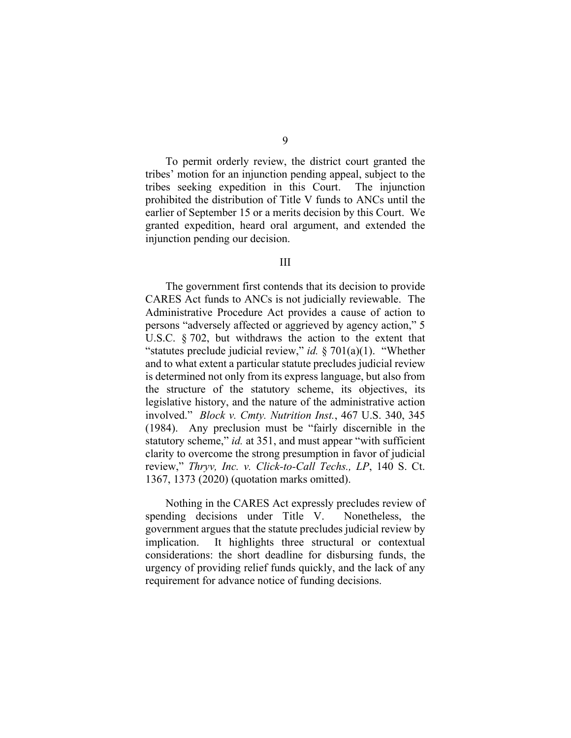To permit orderly review, the district court granted the tribes' motion for an injunction pending appeal, subject to the tribes seeking expedition in this Court. The injunction prohibited the distribution of Title V funds to ANCs until the earlier of September 15 or a merits decision by this Court. We granted expedition, heard oral argument, and extended the injunction pending our decision.

## III

The government first contends that its decision to provide CARES Act funds to ANCs is not judicially reviewable. The Administrative Procedure Act provides a cause of action to persons "adversely affected or aggrieved by agency action," 5 U.S.C. § 702, but withdraws the action to the extent that "statutes preclude judicial review," *id.* § 701(a)(1). "Whether and to what extent a particular statute precludes judicial review is determined not only from its express language, but also from the structure of the statutory scheme, its objectives, its legislative history, and the nature of the administrative action involved." *Block v. Cmty. Nutrition Inst.*, 467 U.S. 340, 345 (1984). Any preclusion must be "fairly discernible in the statutory scheme," *id.* at 351, and must appear "with sufficient clarity to overcome the strong presumption in favor of judicial review," *Thryv, Inc. v. Click-to-Call Techs., LP*, 140 S. Ct. 1367, 1373 (2020) (quotation marks omitted).

Nothing in the CARES Act expressly precludes review of spending decisions under Title V. Nonetheless, the government argues that the statute precludes judicial review by implication. It highlights three structural or contextual considerations: the short deadline for disbursing funds, the urgency of providing relief funds quickly, and the lack of any requirement for advance notice of funding decisions.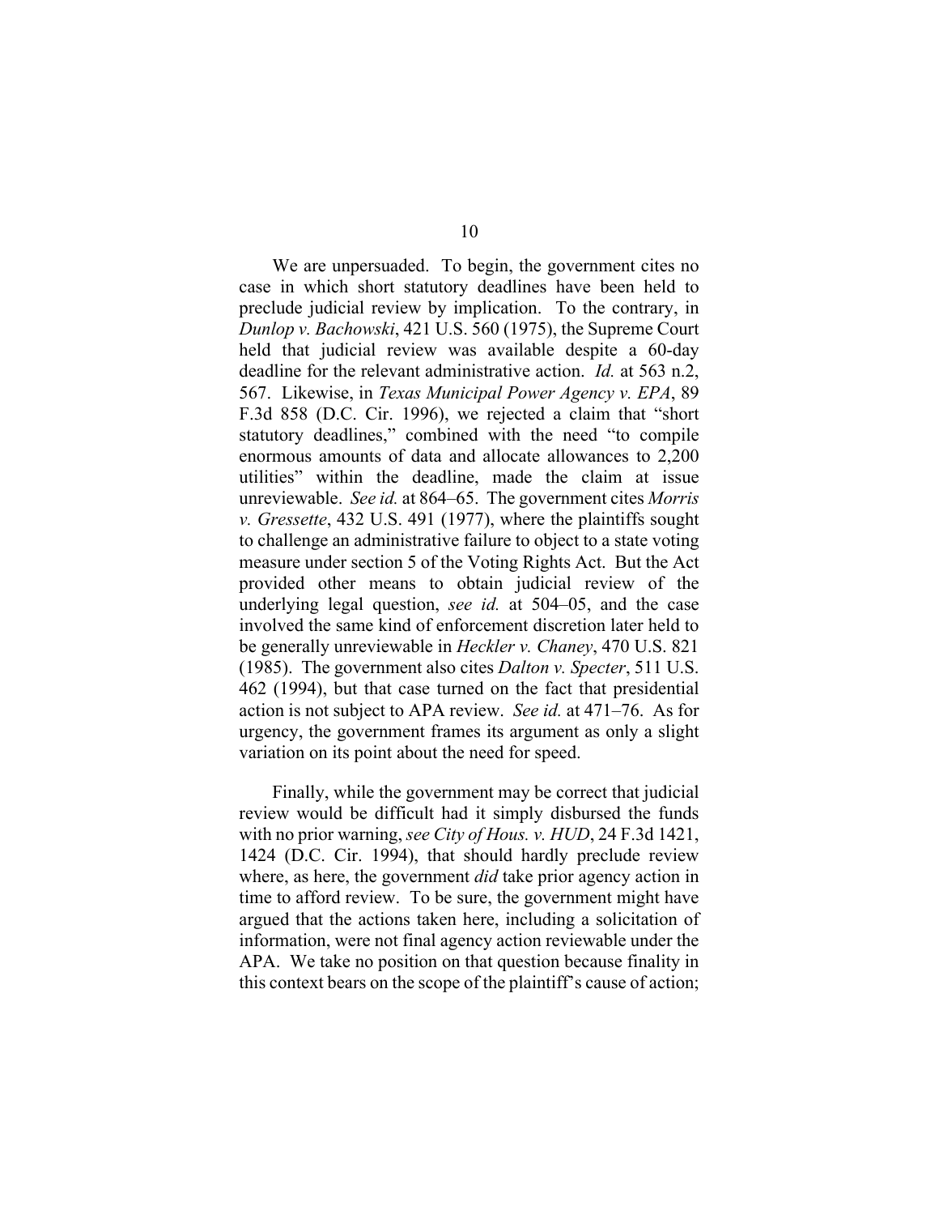We are unpersuaded. To begin, the government cites no case in which short statutory deadlines have been held to preclude judicial review by implication. To the contrary, in *Dunlop v. Bachowski*, 421 U.S. 560 (1975), the Supreme Court held that judicial review was available despite a 60-day deadline for the relevant administrative action. *Id.* at 563 n.2, 567. Likewise, in *Texas Municipal Power Agency v. EPA*, 89 F.3d 858 (D.C. Cir. 1996), we rejected a claim that "short statutory deadlines," combined with the need "to compile enormous amounts of data and allocate allowances to 2,200 utilities" within the deadline, made the claim at issue unreviewable. *See id.* at 864–65. The government cites *Morris v. Gressette*, 432 U.S. 491 (1977), where the plaintiffs sought to challenge an administrative failure to object to a state voting measure under section 5 of the Voting Rights Act. But the Act provided other means to obtain judicial review of the underlying legal question, *see id.* at 504–05, and the case involved the same kind of enforcement discretion later held to be generally unreviewable in *Heckler v. Chaney*, 470 U.S. 821 (1985). The government also cites *Dalton v. Specter*, 511 U.S. 462 (1994), but that case turned on the fact that presidential action is not subject to APA review. *See id.* at 471–76. As for urgency, the government frames its argument as only a slight variation on its point about the need for speed.

Finally, while the government may be correct that judicial review would be difficult had it simply disbursed the funds with no prior warning, *see City of Hous. v. HUD*, 24 F.3d 1421, 1424 (D.C. Cir. 1994), that should hardly preclude review where, as here, the government *did* take prior agency action in time to afford review. To be sure, the government might have argued that the actions taken here, including a solicitation of information, were not final agency action reviewable under the APA. We take no position on that question because finality in this context bears on the scope of the plaintiff's cause of action;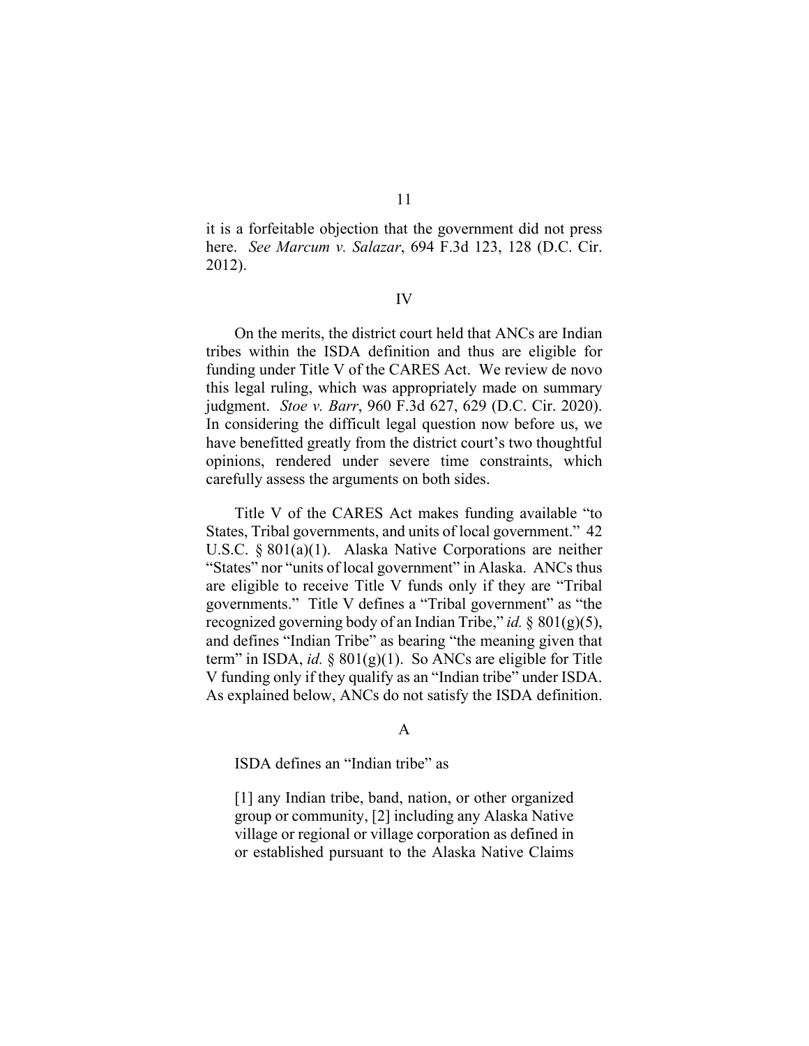it is a forfeitable objection that the government did not press here. *See Marcum v. Salazar*, 694 F.3d 123, 128 (D.C. Cir. 2012).

## IV

On the merits, the district court held that ANCs are Indian tribes within the ISDA definition and thus are eligible for funding under Title V of the CARES Act. We review de novo this legal ruling, which was appropriately made on summary judgment. *Stoe v. Barr*, 960 F.3d 627, 629 (D.C. Cir. 2020). In considering the difficult legal question now before us, we have benefitted greatly from the district court's two thoughtful opinions, rendered under severe time constraints, which carefully assess the arguments on both sides.

Title V of the CARES Act makes funding available "to States, Tribal governments, and units of local government." 42 U.S.C. § 801(a)(1). Alaska Native Corporations are neither "States" nor "units of local government" in Alaska. ANCs thus are eligible to receive Title V funds only if they are "Tribal governments." Title V defines a "Tribal government" as "the recognized governing body of an Indian Tribe," *id.* § 801(g)(5), and defines "Indian Tribe" as bearing "the meaning given that term" in ISDA, *id.* § 801(g)(1). So ANCs are eligible for Title V funding only if they qualify as an "Indian tribe" under ISDA. As explained below, ANCs do not satisfy the ISDA definition.

### A

ISDA defines an "Indian tribe" as

> [1] any Indian tribe, band, nation, or other organized group or community, [2] including any Alaska Native village or regional or village corporation as defined in or established pursuant to the Alaska Native Claims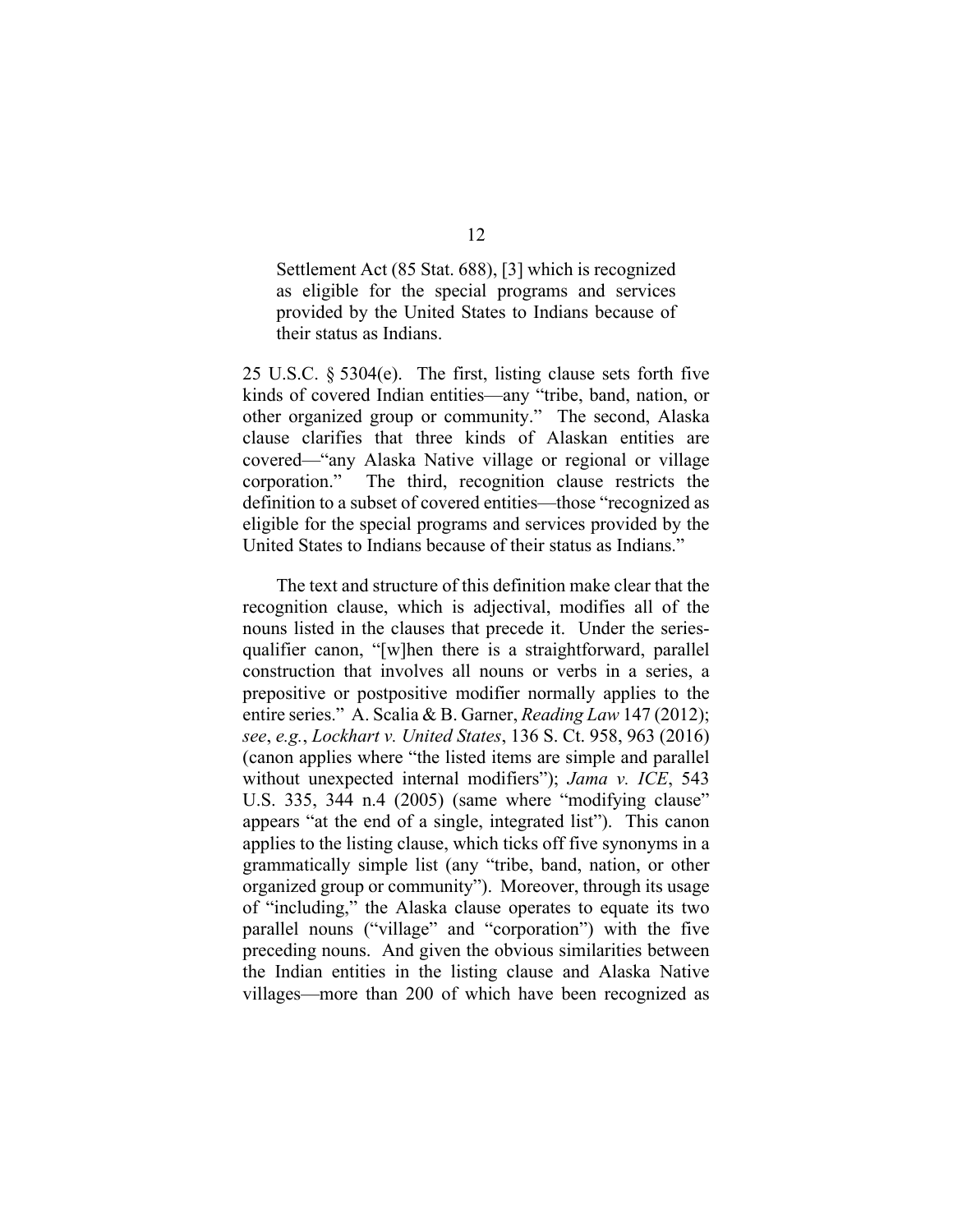> Settlement Act (85 Stat. 688), [3] which is recognized as eligible for the special programs and services provided by the United States to Indians because of their status as Indians.

25 U.S.C. § 5304(e). The first, listing clause sets forth five kinds of covered Indian entities—any "tribe, band, nation, or other organized group or community." The second, Alaska clause clarifies that three kinds of Alaskan entities are covered—"any Alaska Native village or regional or village corporation." The third, recognition clause restricts the definition to a subset of covered entities—those "recognized as eligible for the special programs and services provided by the United States to Indians because of their status as Indians."

The text and structure of this definition make clear that the recognition clause, which is adjectival, modifies all of the nouns listed in the clauses that precede it. Under the series-qualifier canon, "[w]hen there is a straightforward, parallel construction that involves all nouns or verbs in a series, a prepositive or postpositive modifier normally applies to the entire series." A. Scalia & B. Garner, *Reading Law* 147 (2012); *see*, *e.g.*, *Lockhart v. United States*, 136 S. Ct. 958, 963 (2016) (canon applies where "the listed items are simple and parallel without unexpected internal modifiers"); *Jama v. ICE*, 543 U.S. 335, 344 n.4 (2005) (same where "modifying clause" appears "at the end of a single, integrated list"). This canon applies to the listing clause, which ticks off five synonyms in a grammatically simple list (any "tribe, band, nation, or other organized group or community"). Moreover, through its usage of "including," the Alaska clause operates to equate its two parallel nouns ("village" and "corporation") with the five preceding nouns. And given the obvious similarities between the Indian entities in the listing clause and Alaska Native villages—more than 200 of which have been recognized as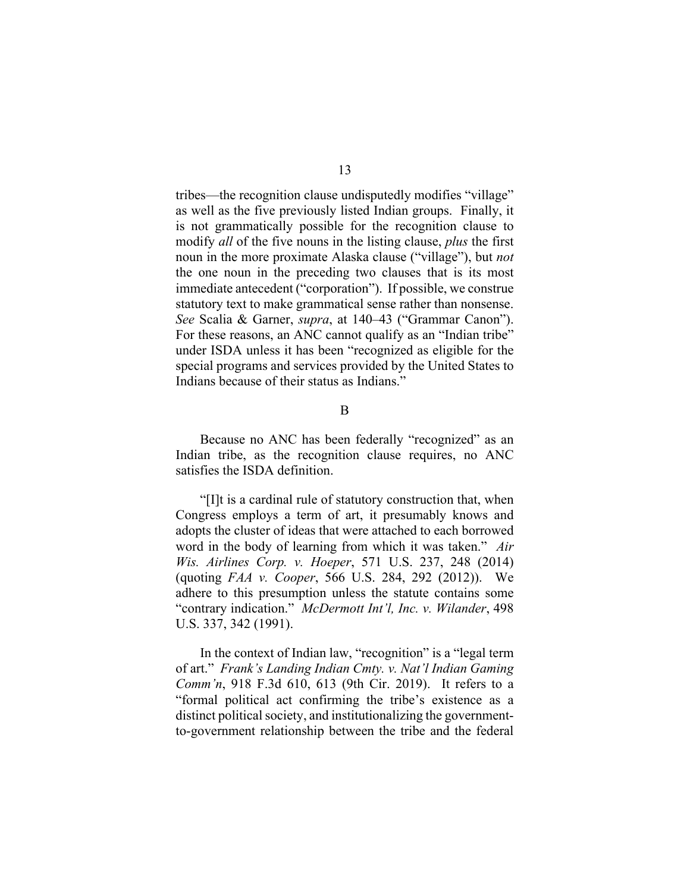tribes—the recognition clause undisputedly modifies "village" as well as the five previously listed Indian groups. Finally, it is not grammatically possible for the recognition clause to modify *all* of the five nouns in the listing clause, *plus* the first noun in the more proximate Alaska clause ("village"), but *not* the one noun in the preceding two clauses that is its most immediate antecedent ("corporation"). If possible, we construe statutory text to make grammatical sense rather than nonsense. *See* Scalia & Garner, *supra*, at 140–43 ("Grammar Canon"). For these reasons, an ANC cannot qualify as an "Indian tribe" under ISDA unless it has been "recognized as eligible for the special programs and services provided by the United States to Indians because of their status as Indians."

## B

Because no ANC has been federally "recognized" as an Indian tribe, as the recognition clause requires, no ANC satisfies the ISDA definition.

"[I]t is a cardinal rule of statutory construction that, when Congress employs a term of art, it presumably knows and adopts the cluster of ideas that were attached to each borrowed word in the body of learning from which it was taken." *Air Wis. Airlines Corp. v. Hoeper*, 571 U.S. 237, 248 (2014) (quoting *FAA v. Cooper*, 566 U.S. 284, 292 (2012)). We adhere to this presumption unless the statute contains some "contrary indication." *McDermott Int'l, Inc. v. Wilander*, 498 U.S. 337, 342 (1991).

In the context of Indian law, "recognition" is a "legal term of art." *Frank's Landing Indian Cmty. v. Nat'l Indian Gaming Comm'n*, 918 F.3d 610, 613 (9th Cir. 2019). It refers to a "formal political act confirming the tribe's existence as a distinct political society, and institutionalizing the government-to-government relationship between the tribe and the federal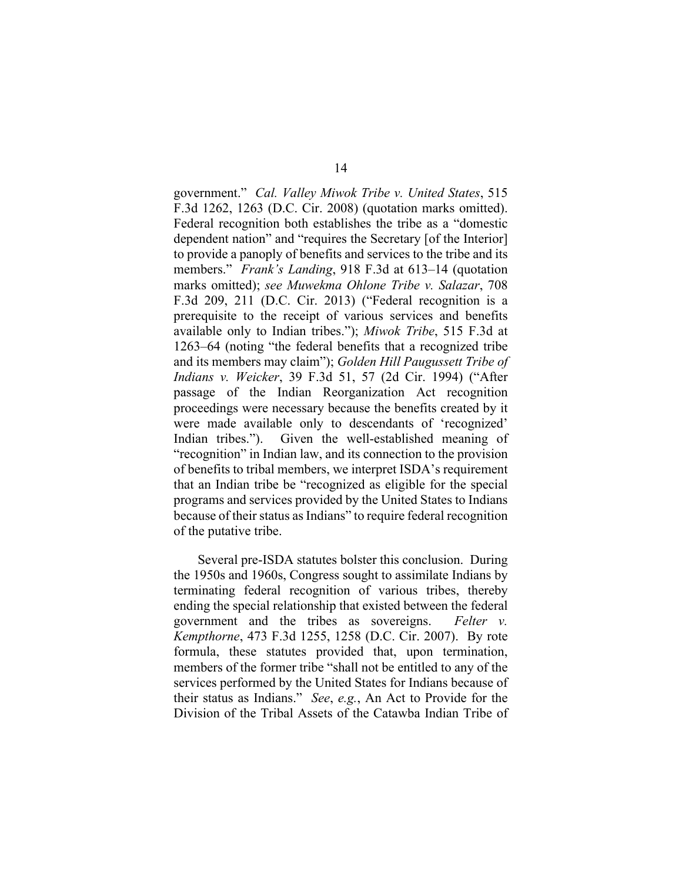government." *Cal. Valley Miwok Tribe v. United States*, 515 F.3d 1262, 1263 (D.C. Cir. 2008) (quotation marks omitted). Federal recognition both establishes the tribe as a "domestic dependent nation" and "requires the Secretary [of the Interior] to provide a panoply of benefits and services to the tribe and its members." *Frank's Landing*, 918 F.3d at 613–14 (quotation marks omitted); *see Muwekma Ohlone Tribe v. Salazar*, 708 F.3d 209, 211 (D.C. Cir. 2013) ("Federal recognition is a prerequisite to the receipt of various services and benefits available only to Indian tribes."); *Miwok Tribe*, 515 F.3d at 1263–64 (noting "the federal benefits that a recognized tribe and its members may claim"); *Golden Hill Paugussett Tribe of Indians v. Weicker*, 39 F.3d 51, 57 (2d Cir. 1994) ("After passage of the Indian Reorganization Act recognition proceedings were necessary because the benefits created by it were made available only to descendants of 'recognized' Indian tribes."). Given the well-established meaning of "recognition" in Indian law, and its connection to the provision of benefits to tribal members, we interpret ISDA's requirement that an Indian tribe be "recognized as eligible for the special programs and services provided by the United States to Indians because of their status as Indians" to require federal recognition of the putative tribe.

Several pre-ISDA statutes bolster this conclusion. During the 1950s and 1960s, Congress sought to assimilate Indians by terminating federal recognition of various tribes, thereby ending the special relationship that existed between the federal government and the tribes as sovereigns. *Felter v. Kempthorne*, 473 F.3d 1255, 1258 (D.C. Cir. 2007). By rote formula, these statutes provided that, upon termination, members of the former tribe "shall not be entitled to any of the services performed by the United States for Indians because of their status as Indians." *See*, *e.g.*, An Act to Provide for the Division of the Tribal Assets of the Catawba Indian Tribe of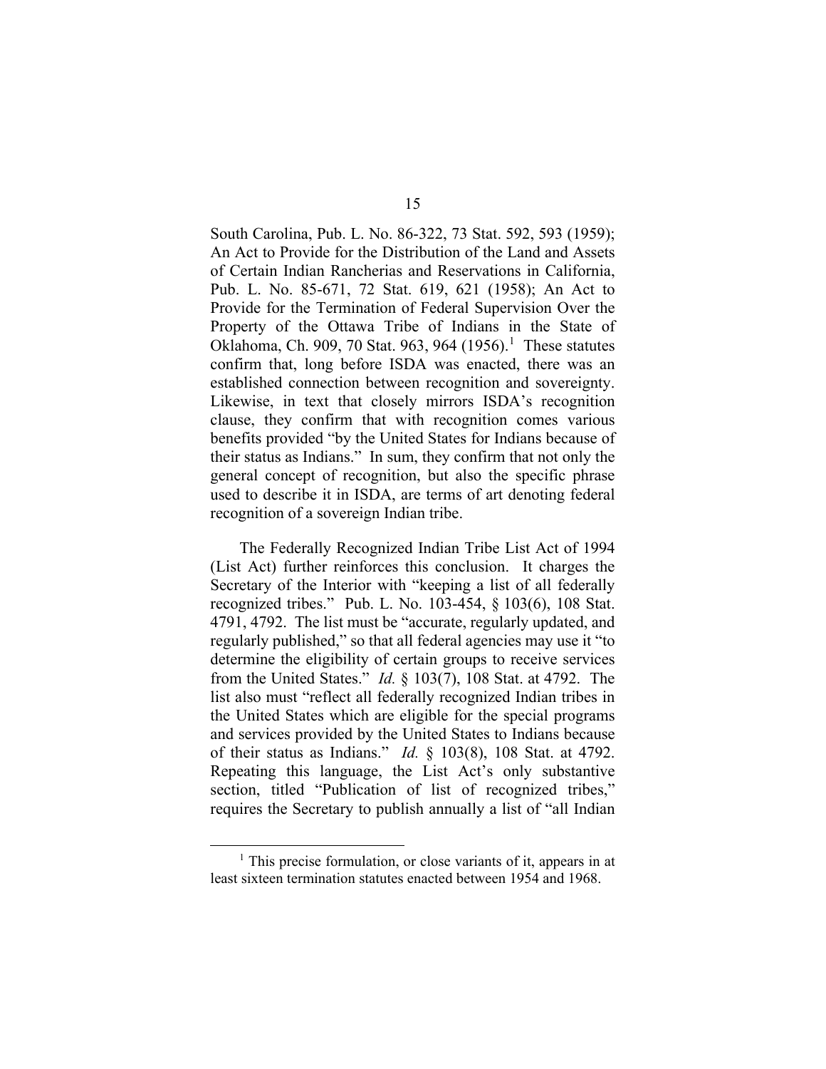South Carolina, Pub. L. No. 86-322, 73 Stat. 592, 593 (1959); An Act to Provide for the Distribution of the Land and Assets of Certain Indian Rancherias and Reservations in California, Pub. L. No. 85-671, 72 Stat. 619, 621 (1958); An Act to Provide for the Termination of Federal Supervision Over the Property of the Ottawa Tribe of Indians in the State of Oklahoma, Ch. 909, 70 Stat. 963, 964 (1956).[1] These statutes confirm that, long before ISDA was enacted, there was an established connection between recognition and sovereignty. Likewise, in text that closely mirrors ISDA's recognition clause, they confirm that with recognition comes various benefits provided "by the United States for Indians because of their status as Indians." In sum, they confirm that not only the general concept of recognition, but also the specific phrase used to describe it in ISDA, are terms of art denoting federal recognition of a sovereign Indian tribe.

The Federally Recognized Indian Tribe List Act of 1994 (List Act) further reinforces this conclusion. It charges the Secretary of the Interior with "keeping a list of all federally recognized tribes." Pub. L. No. 103-454, § 103(6), 108 Stat. 4791, 4792. The list must be "accurate, regularly updated, and regularly published," so that all federal agencies may use it "to determine the eligibility of certain groups to receive services from the United States." *Id.* § 103(7), 108 Stat. at 4792. The list also must "reflect all federally recognized Indian tribes in the United States which are eligible for the special programs and services provided by the United States to Indians because of their status as Indians." *Id.* § 103(8), 108 Stat. at 4792. Repeating this language, the List Act's only substantive section, titled "Publication of list of recognized tribes," requires the Secretary to publish annually a list of "all Indian

[1] This precise formulation, or close variants of it, appears in at least sixteen termination statutes enacted between 1954 and 1968.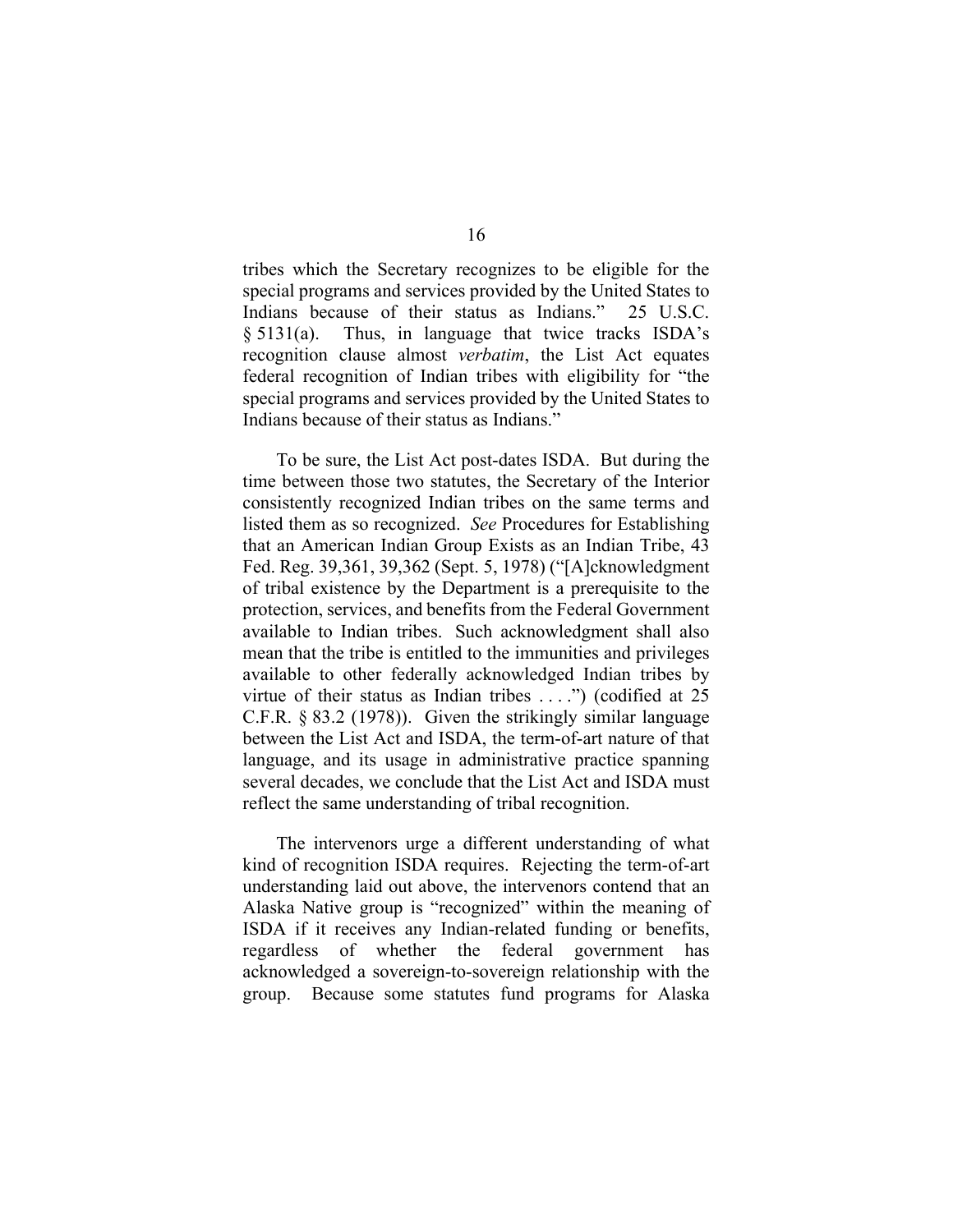tribes which the Secretary recognizes to be eligible for the special programs and services provided by the United States to Indians because of their status as Indians." 25 U.S.C. § 5131(a). Thus, in language that twice tracks ISDA's recognition clause almost *verbatim*, the List Act equates federal recognition of Indian tribes with eligibility for "the special programs and services provided by the United States to Indians because of their status as Indians."

To be sure, the List Act post-dates ISDA. But during the time between those two statutes, the Secretary of the Interior consistently recognized Indian tribes on the same terms and listed them as so recognized. *See* Procedures for Establishing that an American Indian Group Exists as an Indian Tribe, 43 Fed. Reg. 39,361, 39,362 (Sept. 5, 1978) ("[A]cknowledgment of tribal existence by the Department is a prerequisite to the protection, services, and benefits from the Federal Government available to Indian tribes. Such acknowledgment shall also mean that the tribe is entitled to the immunities and privileges available to other federally acknowledged Indian tribes by virtue of their status as Indian tribes . . . .") (codified at 25 C.F.R. § 83.2 (1978)). Given the strikingly similar language between the List Act and ISDA, the term-of-art nature of that language, and its usage in administrative practice spanning several decades, we conclude that the List Act and ISDA must reflect the same understanding of tribal recognition.

The intervenors urge a different understanding of what kind of recognition ISDA requires. Rejecting the term-of-art understanding laid out above, the intervenors contend that an Alaska Native group is "recognized" within the meaning of ISDA if it receives any Indian-related funding or benefits, regardless of whether the federal government has acknowledged a sovereign-to-sovereign relationship with the group. Because some statutes fund programs for Alaska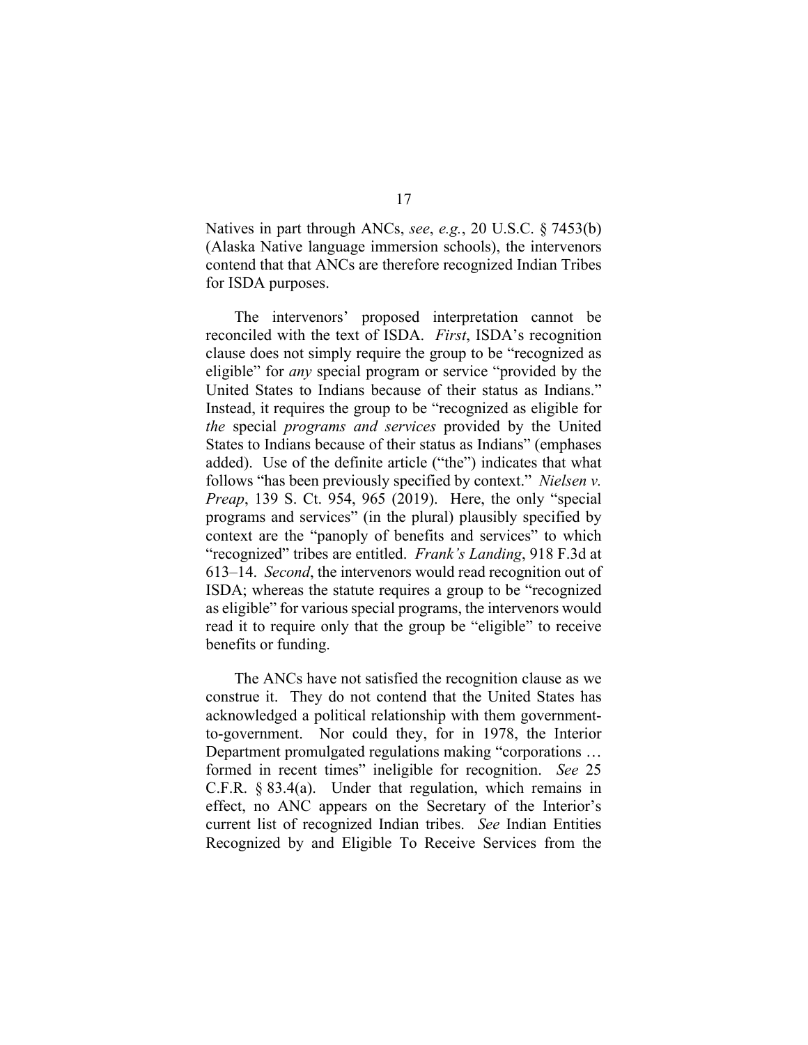Natives in part through ANCs, *see*, *e.g.*, 20 U.S.C. § 7453(b) (Alaska Native language immersion schools), the intervenors contend that that ANCs are therefore recognized Indian Tribes for ISDA purposes.

The intervenors' proposed interpretation cannot be reconciled with the text of ISDA. *First*, ISDA's recognition clause does not simply require the group to be "recognized as eligible" for *any* special program or service "provided by the United States to Indians because of their status as Indians." Instead, it requires the group to be "recognized as eligible for *the* special *programs and services* provided by the United States to Indians because of their status as Indians" (emphases added). Use of the definite article ("the") indicates that what follows "has been previously specified by context." *Nielsen v. Preap*, 139 S. Ct. 954, 965 (2019). Here, the only "special programs and services" (in the plural) plausibly specified by context are the "panoply of benefits and services" to which "recognized" tribes are entitled. *Frank's Landing*, 918 F.3d at 613–14. *Second*, the intervenors would read recognition out of ISDA; whereas the statute requires a group to be "recognized as eligible" for various special programs, the intervenors would read it to require only that the group be "eligible" to receive benefits or funding.

The ANCs have not satisfied the recognition clause as we construe it. They do not contend that the United States has acknowledged a political relationship with them government-to-government. Nor could they, for in 1978, the Interior Department promulgated regulations making "corporations … formed in recent times" ineligible for recognition. *See* 25 C.F.R. § 83.4(a). Under that regulation, which remains in effect, no ANC appears on the Secretary of the Interior's current list of recognized Indian tribes. *See* Indian Entities Recognized by and Eligible To Receive Services from the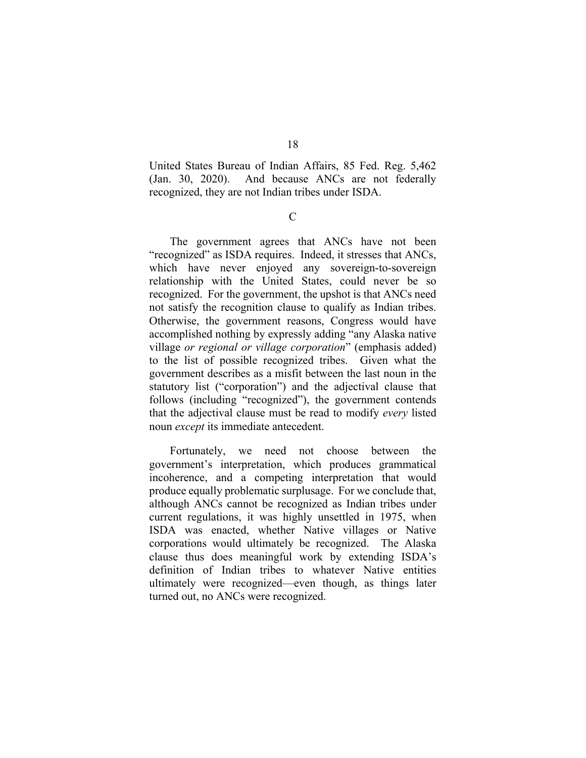United States Bureau of Indian Affairs, 85 Fed. Reg. 5,462 (Jan. 30, 2020). And because ANCs are not federally recognized, they are not Indian tribes under ISDA.

### C

The government agrees that ANCs have not been "recognized" as ISDA requires. Indeed, it stresses that ANCs, which have never enjoyed any sovereign-to-sovereign relationship with the United States, could never be so recognized. For the government, the upshot is that ANCs need not satisfy the recognition clause to qualify as Indian tribes. Otherwise, the government reasons, Congress would have accomplished nothing by expressly adding "any Alaska native village *or regional or village corporation*" (emphasis added) to the list of possible recognized tribes. Given what the government describes as a misfit between the last noun in the statutory list ("corporation") and the adjectival clause that follows (including "recognized"), the government contends that the adjectival clause must be read to modify *every* listed noun *except* its immediate antecedent.

Fortunately, we need not choose between the government's interpretation, which produces grammatical incoherence, and a competing interpretation that would produce equally problematic surplusage. For we conclude that, although ANCs cannot be recognized as Indian tribes under current regulations, it was highly unsettled in 1975, when ISDA was enacted, whether Native villages or Native corporations would ultimately be recognized. The Alaska clause thus does meaningful work by extending ISDA's definition of Indian tribes to whatever Native entities ultimately were recognized—even though, as things later turned out, no ANCs were recognized.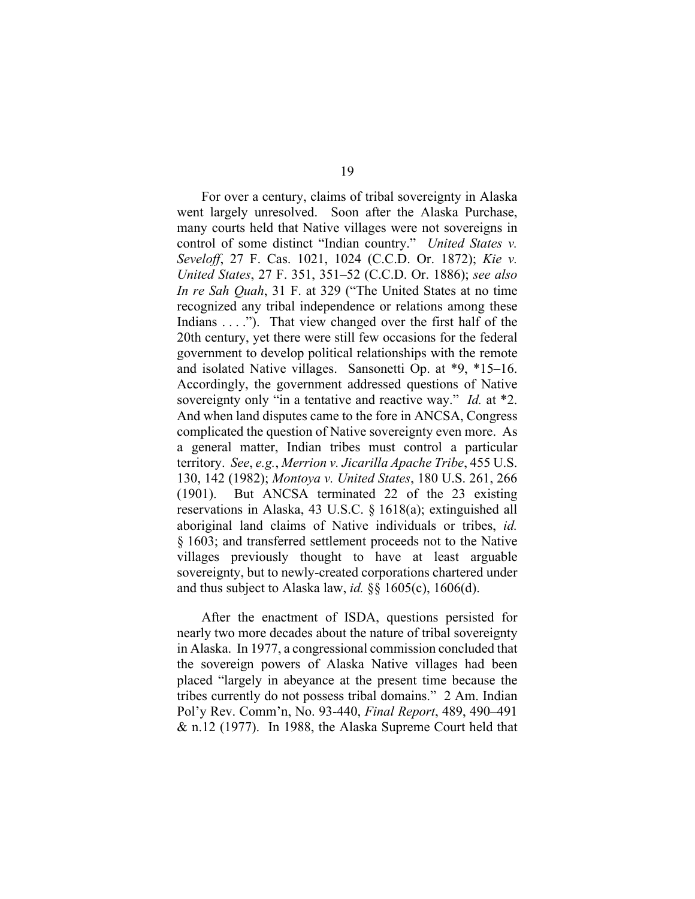For over a century, claims of tribal sovereignty in Alaska went largely unresolved. Soon after the Alaska Purchase, many courts held that Native villages were not sovereigns in control of some distinct "Indian country." *United States v. Seveloff*, 27 F. Cas. 1021, 1024 (C.C.D. Or. 1872); *Kie v. United States*, 27 F. 351, 351–52 (C.C.D. Or. 1886); *see also In re Sah Quah*, 31 F. at 329 ("The United States at no time recognized any tribal independence or relations among these Indians . . . ."). That view changed over the first half of the 20th century, yet there were still few occasions for the federal government to develop political relationships with the remote and isolated Native villages. Sansonetti Op. at *9, *15–16. Accordingly, the government addressed questions of Native sovereignty only "in a tentative and reactive way." *Id.* at *2. And when land disputes came to the fore in ANCSA, Congress complicated the question of Native sovereignty even more. As a general matter, Indian tribes must control a particular territory. *See*, *e.g.*, *Merrion v. Jicarilla Apache Tribe*, 455 U.S. 130, 142 (1982); *Montoya v. United States*, 180 U.S. 261, 266 (1901). But ANCSA terminated 22 of the 23 existing reservations in Alaska, 43 U.S.C. § 1618(a); extinguished all aboriginal land claims of Native individuals or tribes, *id.* § 1603; and transferred settlement proceeds not to the Native villages previously thought to have at least arguable sovereignty, but to newly-created corporations chartered under and thus subject to Alaska law, *id.* §§ 1605(c), 1606(d).

After the enactment of ISDA, questions persisted for nearly two more decades about the nature of tribal sovereignty in Alaska. In 1977, a congressional commission concluded that the sovereign powers of Alaska Native villages had been placed "largely in abeyance at the present time because the tribes currently do not possess tribal domains." 2 Am. Indian Pol'y Rev. Comm'n, No. 93-440, *Final Report*, 489, 490–491 & n.12 (1977). In 1988, the Alaska Supreme Court held that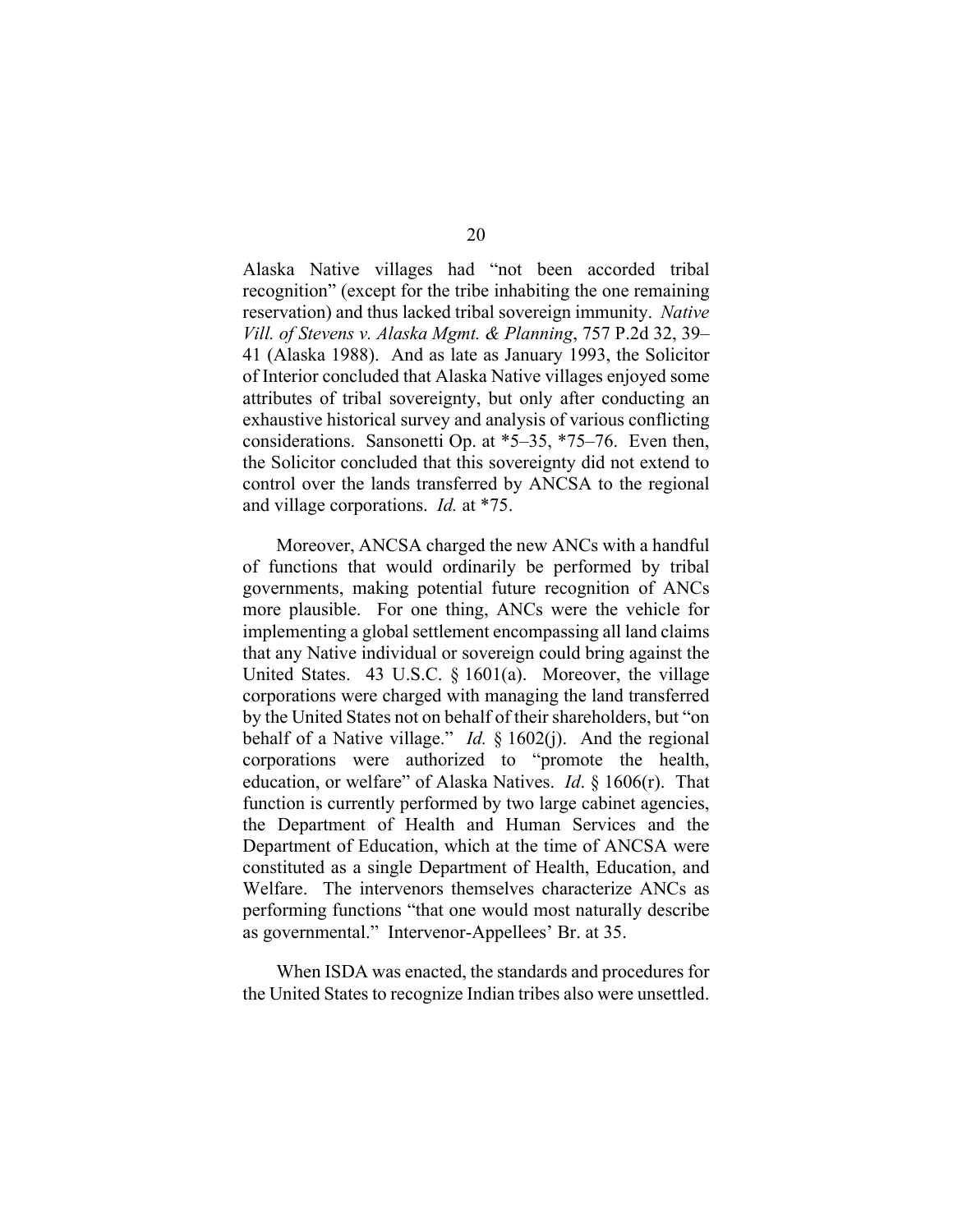Alaska Native villages had "not been accorded tribal recognition" (except for the tribe inhabiting the one remaining reservation) and thus lacked tribal sovereign immunity. *Native Vill. of Stevens v. Alaska Mgmt. & Planning*, 757 P.2d 32, 39–41 (Alaska 1988). And as late as January 1993, the Solicitor of Interior concluded that Alaska Native villages enjoyed some attributes of tribal sovereignty, but only after conducting an exhaustive historical survey and analysis of various conflicting considerations. Sansonetti Op. at *5–35, *75–76. Even then, the Solicitor concluded that this sovereignty did not extend to control over the lands transferred by ANCSA to the regional and village corporations. *Id.* at *75.

Moreover, ANCSA charged the new ANCs with a handful of functions that would ordinarily be performed by tribal governments, making potential future recognition of ANCs more plausible. For one thing, ANCs were the vehicle for implementing a global settlement encompassing all land claims that any Native individual or sovereign could bring against the United States. 43 U.S.C. § 1601(a). Moreover, the village corporations were charged with managing the land transferred by the United States not on behalf of their shareholders, but "on behalf of a Native village." *Id.* § 1602(j). And the regional corporations were authorized to "promote the health, education, or welfare" of Alaska Natives. *Id*. § 1606(r). That function is currently performed by two large cabinet agencies, the Department of Health and Human Services and the Department of Education, which at the time of ANCSA were constituted as a single Department of Health, Education, and Welfare. The intervenors themselves characterize ANCs as performing functions "that one would most naturally describe as governmental." Intervenor-Appellees' Br. at 35.

When ISDA was enacted, the standards and procedures for the United States to recognize Indian tribes also were unsettled.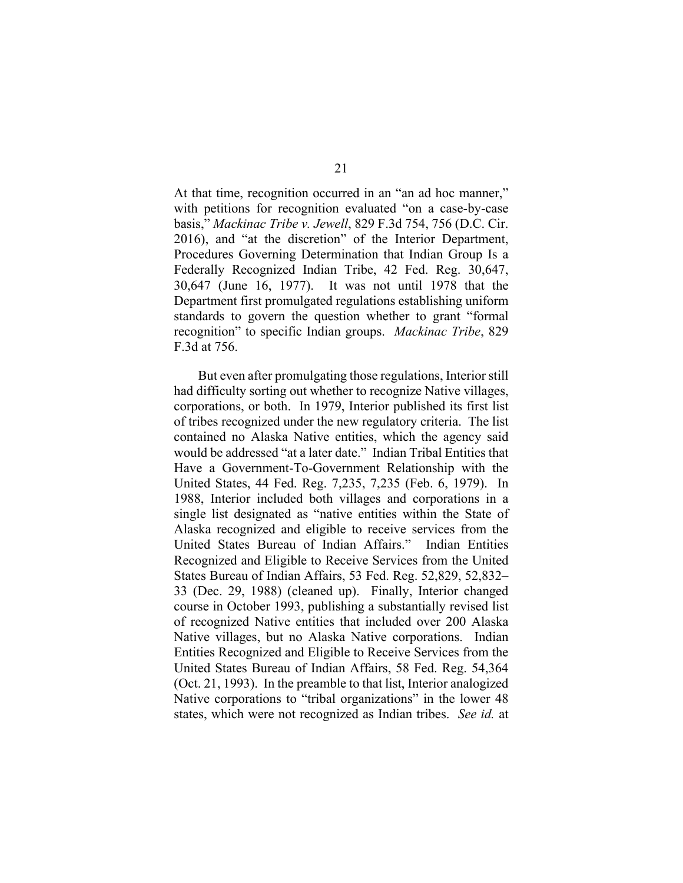At that time, recognition occurred in an "an ad hoc manner," with petitions for recognition evaluated "on a case-by-case basis," *Mackinac Tribe v. Jewell*, 829 F.3d 754, 756 (D.C. Cir. 2016), and "at the discretion" of the Interior Department, Procedures Governing Determination that Indian Group Is a Federally Recognized Indian Tribe, 42 Fed. Reg. 30,647, 30,647 (June 16, 1977). It was not until 1978 that the Department first promulgated regulations establishing uniform standards to govern the question whether to grant "formal recognition" to specific Indian groups. *Mackinac Tribe*, 829 F.3d at 756.

But even after promulgating those regulations, Interior still had difficulty sorting out whether to recognize Native villages, corporations, or both. In 1979, Interior published its first list of tribes recognized under the new regulatory criteria. The list contained no Alaska Native entities, which the agency said would be addressed "at a later date." Indian Tribal Entities that Have a Government-To-Government Relationship with the United States, 44 Fed. Reg. 7,235, 7,235 (Feb. 6, 1979). In 1988, Interior included both villages and corporations in a single list designated as "native entities within the State of Alaska recognized and eligible to receive services from the United States Bureau of Indian Affairs." Indian Entities Recognized and Eligible to Receive Services from the United States Bureau of Indian Affairs, 53 Fed. Reg. 52,829, 52,832–33 (Dec. 29, 1988) (cleaned up). Finally, Interior changed course in October 1993, publishing a substantially revised list of recognized Native entities that included over 200 Alaska Native villages, but no Alaska Native corporations. Indian Entities Recognized and Eligible to Receive Services from the United States Bureau of Indian Affairs, 58 Fed. Reg. 54,364 (Oct. 21, 1993). In the preamble to that list, Interior analogized Native corporations to "tribal organizations" in the lower 48 states, which were not recognized as Indian tribes. *See id.* at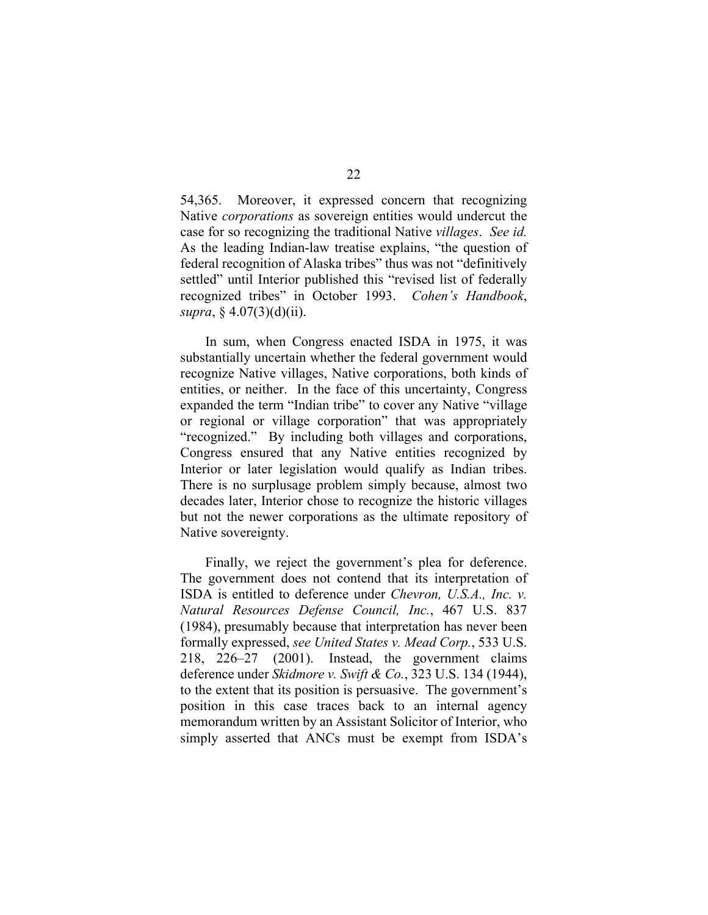54,365. Moreover, it expressed concern that recognizing Native *corporations* as sovereign entities would undercut the case for so recognizing the traditional Native *villages*. *See id.* As the leading Indian-law treatise explains, "the question of federal recognition of Alaska tribes" thus was not "definitively settled" until Interior published this "revised list of federally recognized tribes" in October 1993. *Cohen's Handbook*, *supra*, § 4.07(3)(d)(ii).

In sum, when Congress enacted ISDA in 1975, it was substantially uncertain whether the federal government would recognize Native villages, Native corporations, both kinds of entities, or neither. In the face of this uncertainty, Congress expanded the term "Indian tribe" to cover any Native "village or regional or village corporation" that was appropriately "recognized." By including both villages and corporations, Congress ensured that any Native entities recognized by Interior or later legislation would qualify as Indian tribes. There is no surplusage problem simply because, almost two decades later, Interior chose to recognize the historic villages but not the newer corporations as the ultimate repository of Native sovereignty.

Finally, we reject the government's plea for deference. The government does not contend that its interpretation of ISDA is entitled to deference under *Chevron, U.S.A., Inc. v. Natural Resources Defense Council, Inc.*, 467 U.S. 837 (1984), presumably because that interpretation has never been formally expressed, *see United States v. Mead Corp.*, 533 U.S. 218, 226–27 (2001). Instead, the government claims deference under *Skidmore v. Swift & Co.*, 323 U.S. 134 (1944), to the extent that its position is persuasive. The government's position in this case traces back to an internal agency memorandum written by an Assistant Solicitor of Interior, who simply asserted that ANCs must be exempt from ISDA's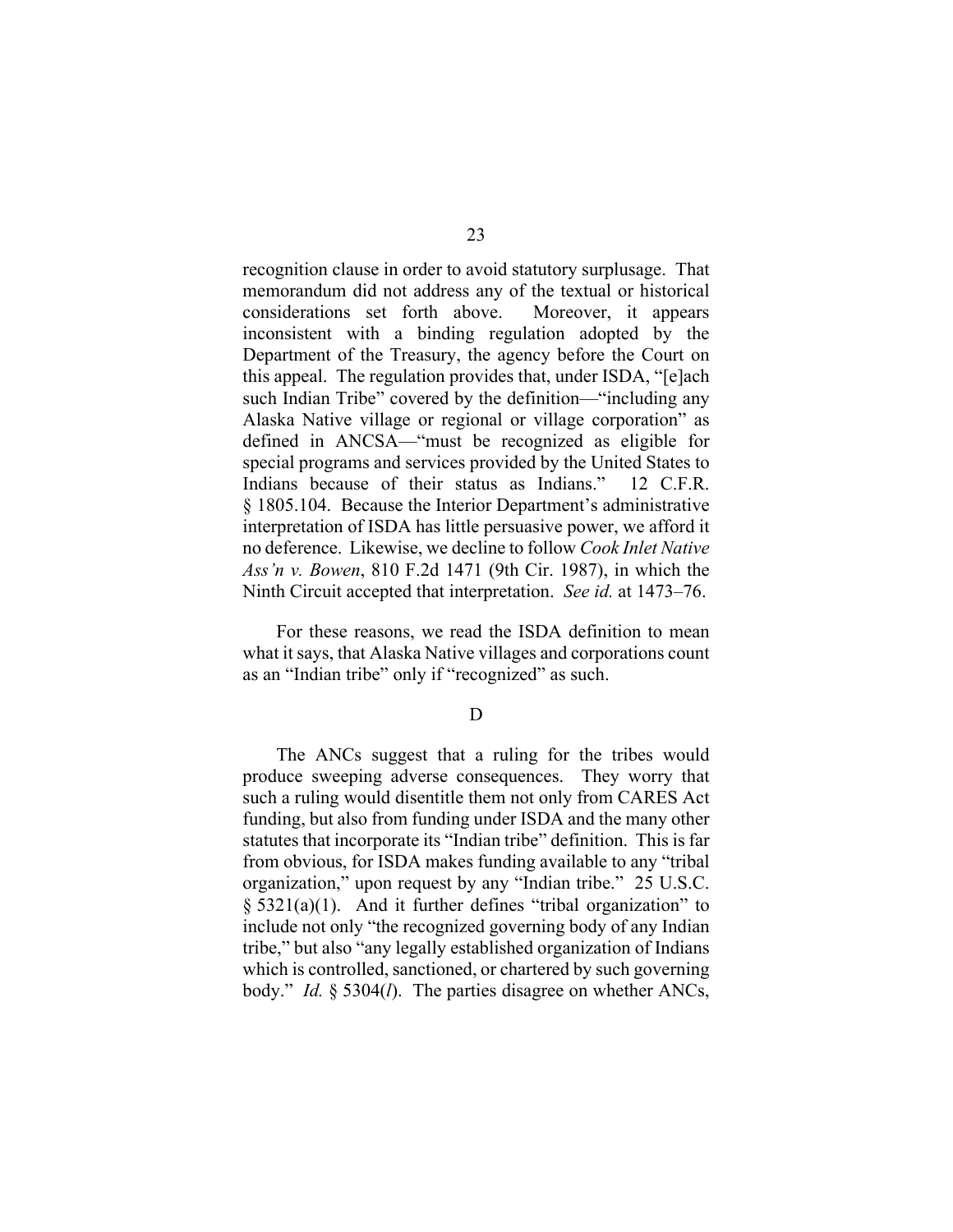recognition clause in order to avoid statutory surplusage. That memorandum did not address any of the textual or historical considerations set forth above. Moreover, it appears inconsistent with a binding regulation adopted by the Department of the Treasury, the agency before the Court on this appeal. The regulation provides that, under ISDA, "[e]ach such Indian Tribe" covered by the definition—"including any Alaska Native village or regional or village corporation" as defined in ANCSA—"must be recognized as eligible for special programs and services provided by the United States to Indians because of their status as Indians." 12 C.F.R. § 1805.104. Because the Interior Department's administrative interpretation of ISDA has little persuasive power, we afford it no deference. Likewise, we decline to follow *Cook Inlet Native Ass'n v. Bowen*, 810 F.2d 1471 (9th Cir. 1987), in which the Ninth Circuit accepted that interpretation. *See id.* at 1473–76.

For these reasons, we read the ISDA definition to mean what it says, that Alaska Native villages and corporations count as an "Indian tribe" only if "recognized" as such.

D

The ANCs suggest that a ruling for the tribes would produce sweeping adverse consequences. They worry that such a ruling would disentitle them not only from CARES Act funding, but also from funding under ISDA and the many other statutes that incorporate its "Indian tribe" definition. This is far from obvious, for ISDA makes funding available to any "tribal organization," upon request by any "Indian tribe." 25 U.S.C. § 5321(a)(1). And it further defines "tribal organization" to include not only "the recognized governing body of any Indian tribe," but also "any legally established organization of Indians which is controlled, sanctioned, or chartered by such governing body." *Id.* § 5304(*l*). The parties disagree on whether ANCs,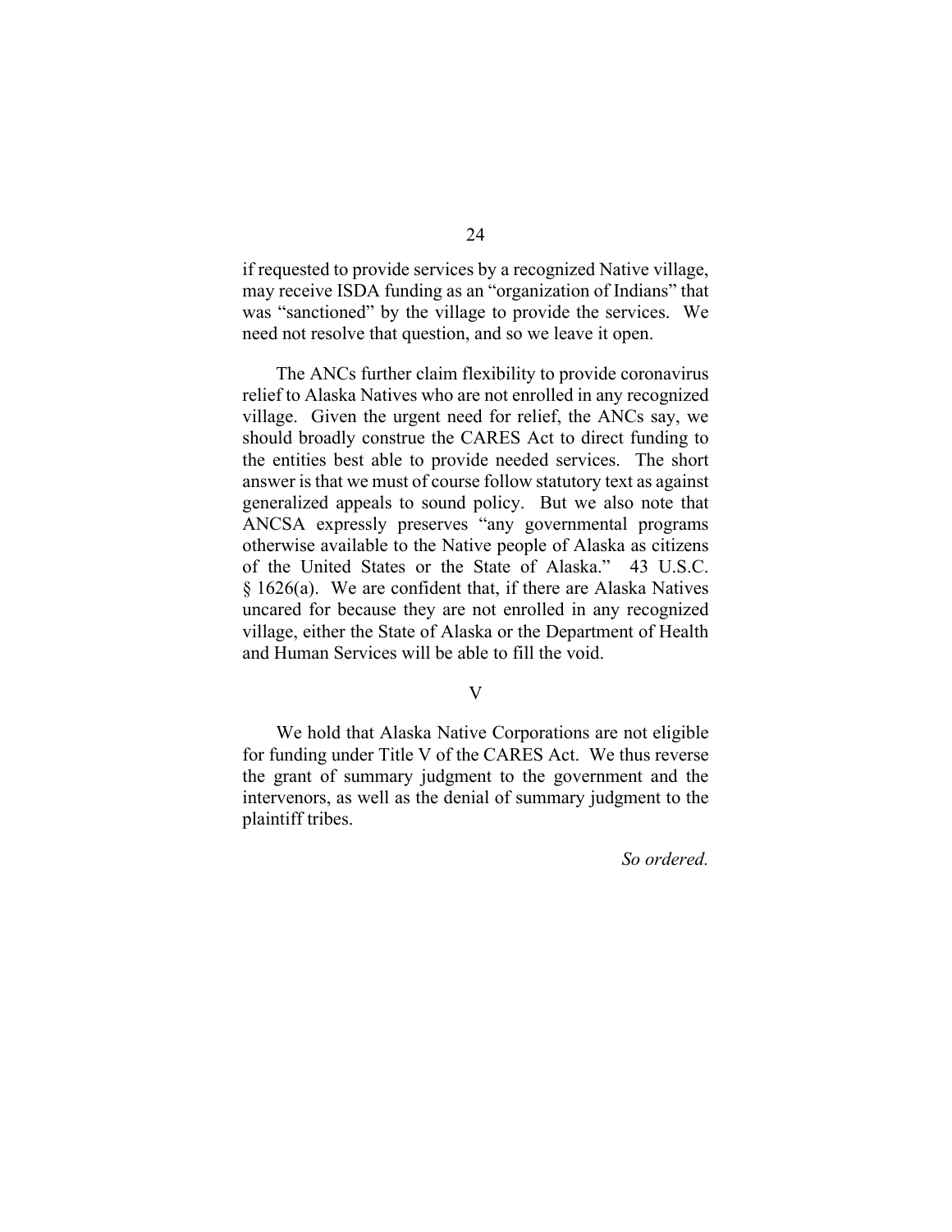if requested to provide services by a recognized Native village, may receive ISDA funding as an "organization of Indians" that was "sanctioned" by the village to provide the services. We need not resolve that question, and so we leave it open.

The ANCs further claim flexibility to provide coronavirus relief to Alaska Natives who are not enrolled in any recognized village. Given the urgent need for relief, the ANCs say, we should broadly construe the CARES Act to direct funding to the entities best able to provide needed services. The short answer is that we must of course follow statutory text as against generalized appeals to sound policy. But we also note that ANCSA expressly preserves "any governmental programs otherwise available to the Native people of Alaska as citizens of the United States or the State of Alaska." 43 U.S.C. § 1626(a). We are confident that, if there are Alaska Natives uncared for because they are not enrolled in any recognized village, either the State of Alaska or the Department of Health and Human Services will be able to fill the void.

## V

We hold that Alaska Native Corporations are not eligible for funding under Title V of the CARES Act. We thus reverse the grant of summary judgment to the government and the intervenors, as well as the denial of summary judgment to the plaintiff tribes.

*So ordered.*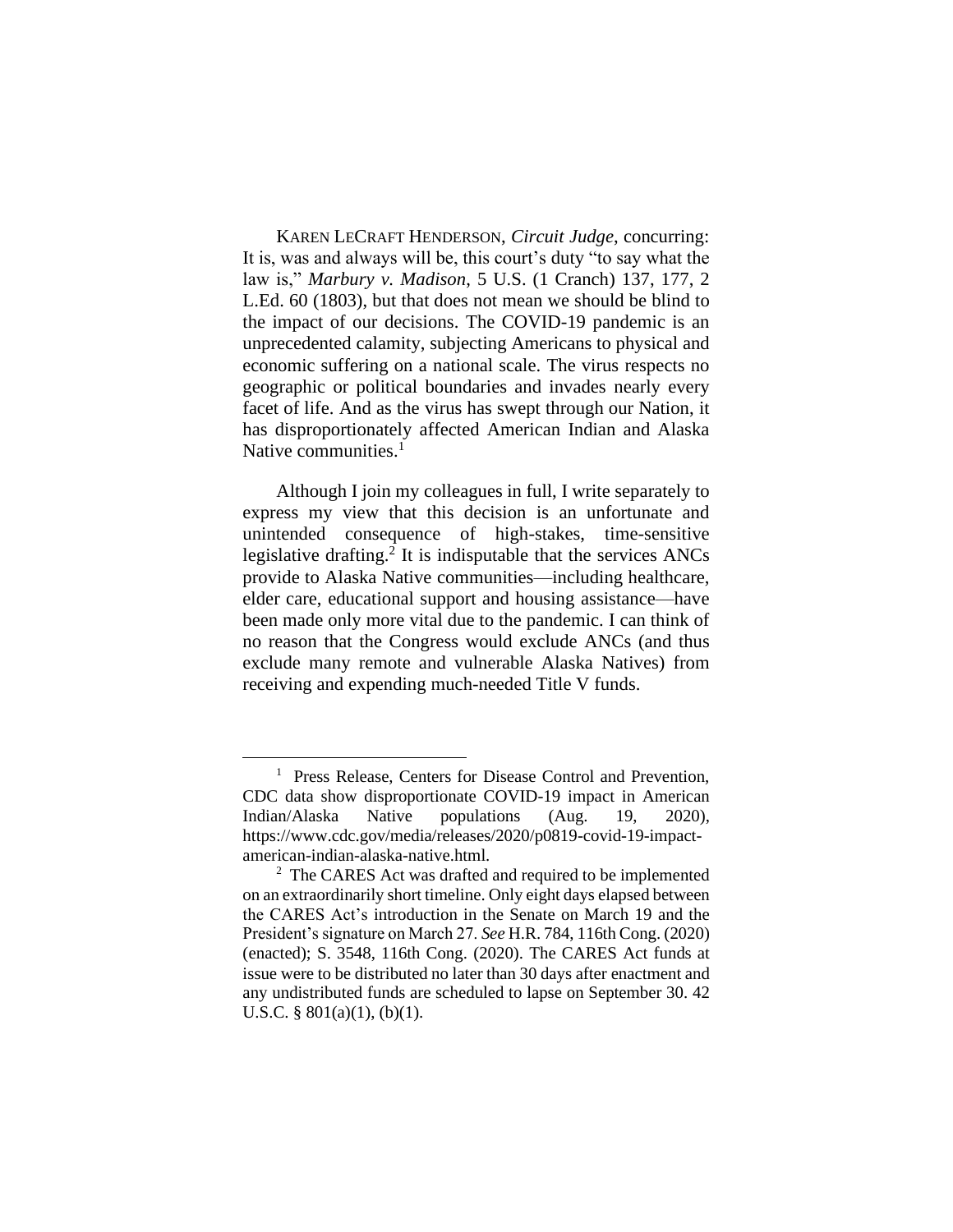KAREN LECRAFT HENDERSON, *Circuit Judge*, concurring: It is, was and always will be, this court's duty "to say what the law is," *Marbury v. Madison*, 5 U.S. (1 Cranch) 137, 177, 2 L.Ed. 60 (1803), but that does not mean we should be blind to the impact of our decisions. The COVID-19 pandemic is an unprecedented calamity, subjecting Americans to physical and economic suffering on a national scale. The virus respects no geographic or political boundaries and invades nearly every facet of life. And as the virus has swept through our Nation, it has disproportionately affected American Indian and Alaska Native communities.[1]

Although I join my colleagues in full, I write separately to express my view that this decision is an unfortunate and unintended consequence of high-stakes, time-sensitive legislative drafting.[2] It is indisputable that the services ANCs provide to Alaska Native communities—including healthcare, elder care, educational support and housing assistance—have been made only more vital due to the pandemic. I can think of no reason that the Congress would exclude ANCs (and thus exclude many remote and vulnerable Alaska Natives) from receiving and expending much-needed Title V funds.

---

[1] Press Release, Centers for Disease Control and Prevention, CDC data show disproportionate COVID-19 impact in American Indian/Alaska Native populations (Aug. 19, 2020), https://www.cdc.gov/media/releases/2020/p0819-covid-19-impact-american-indian-alaska-native.html.

[2] The CARES Act was drafted and required to be implemented on an extraordinarily short timeline. Only eight days elapsed between the CARES Act's introduction in the Senate on March 19 and the President's signature on March 27. *See* H.R. 784, 116th Cong. (2020) (enacted); S. 3548, 116th Cong. (2020). The CARES Act funds at issue were to be distributed no later than 30 days after enactment and any undistributed funds are scheduled to lapse on September 30. 42 U.S.C. § 801(a)(1), (b)(1).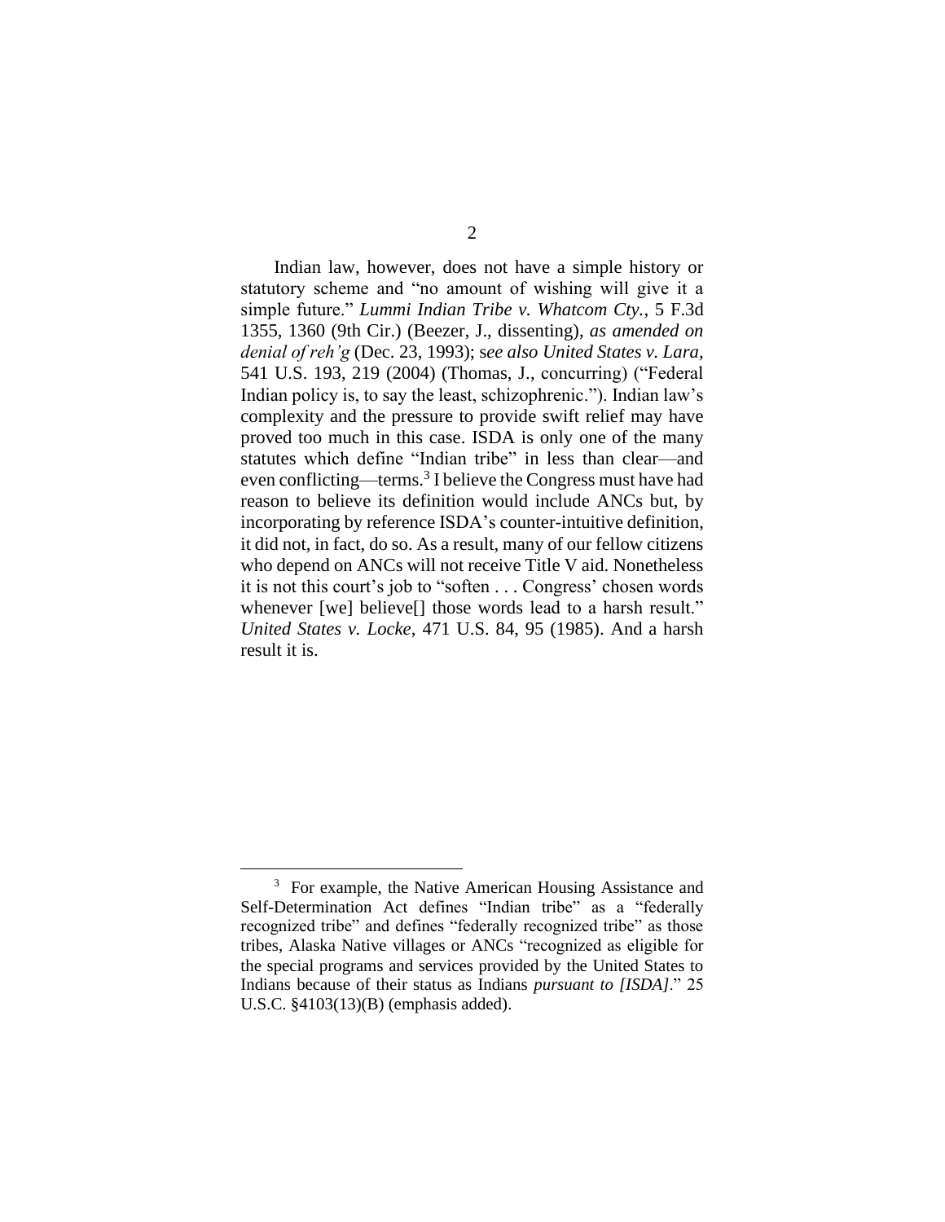Indian law, however, does not have a simple history or statutory scheme and "no amount of wishing will give it a simple future." *Lummi Indian Tribe v. Whatcom Cty.*, 5 F.3d 1355, 1360 (9th Cir.) (Beezer, J., dissenting), *as amended on denial of reh'g* (Dec. 23, 1993); s*ee also United States v. Lara*, 541 U.S. 193, 219 (2004) (Thomas, J., concurring) ("Federal Indian policy is, to say the least, schizophrenic."). Indian law's complexity and the pressure to provide swift relief may have proved too much in this case. ISDA is only one of the many statutes which define "Indian tribe" in less than clear—and even conflicting—terms.[3] I believe the Congress must have had reason to believe its definition would include ANCs but, by incorporating by reference ISDA's counter-intuitive definition, it did not, in fact, do so. As a result, many of our fellow citizens who depend on ANCs will not receive Title V aid. Nonetheless it is not this court's job to "soften . . . Congress' chosen words whenever [we] believe[] those words lead to a harsh result." *United States v. Locke*, 471 U.S. 84, 95 (1985). And a harsh result it is.

---

[3] For example, the Native American Housing Assistance and Self-Determination Act defines "Indian tribe" as a "federally recognized tribe" and defines "federally recognized tribe" as those tribes, Alaska Native villages or ANCs "recognized as eligible for the special programs and services provided by the United States to Indians because of their status as Indians *pursuant to [ISDA]*." 25 U.S.C. §4103(13)(B) (emphasis added).